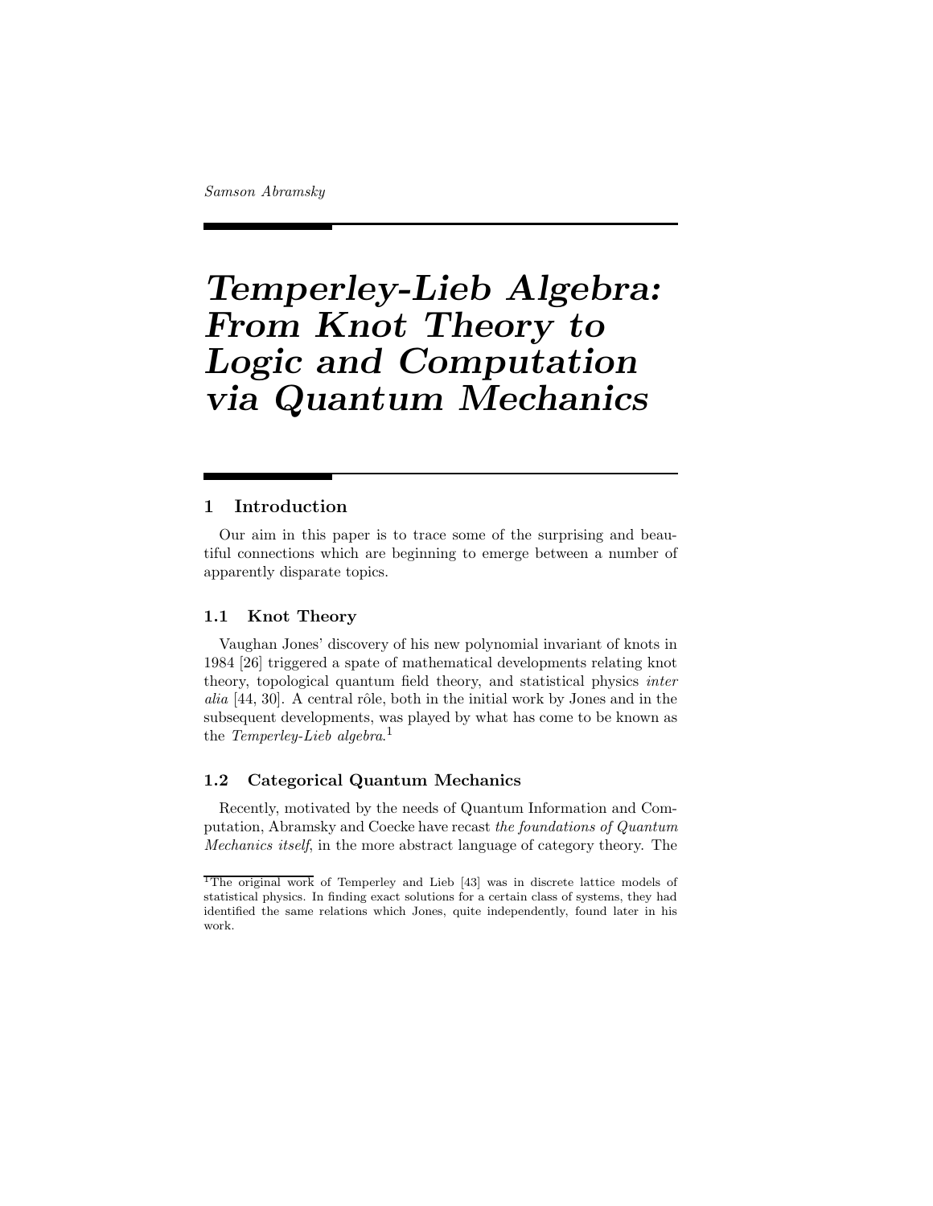Samson Abramsky

# *Temperley-Lieb Algebra: From Knot Theory to Logic and Computation via Quantum Mechanics*

## 1 Introduction

Our aim in this paper is to trace some of the surprising and beautiful connections which are beginning to emerge between a number of apparently disparate topics.

### 1.1 Knot Theory

Vaughan Jones' discovery of his new polynomial invariant of knots in 1984 [26] triggered a spate of mathematical developments relating knot theory, topological quantum field theory, and statistical physics *inter alia* [44, 30]. A central rôle, both in the initial work by Jones and in the subsequent developments, was played by what has come to be known as the *Temperley-Lieb algebra*.[1]

### 1.2 Categorical Quantum Mechanics

Recently, motivated by the needs of Quantum Information and Computation, Abramsky and Coecke have recast *the foundations of Quantum Mechanics itself*, in the more abstract language of category theory. The

[1] The original work of Temperley and Lieb [43] was in discrete lattice models of statistical physics. In finding exact solutions for a certain class of systems, they had identified the same relations which Jones, quite independently, found later in his work.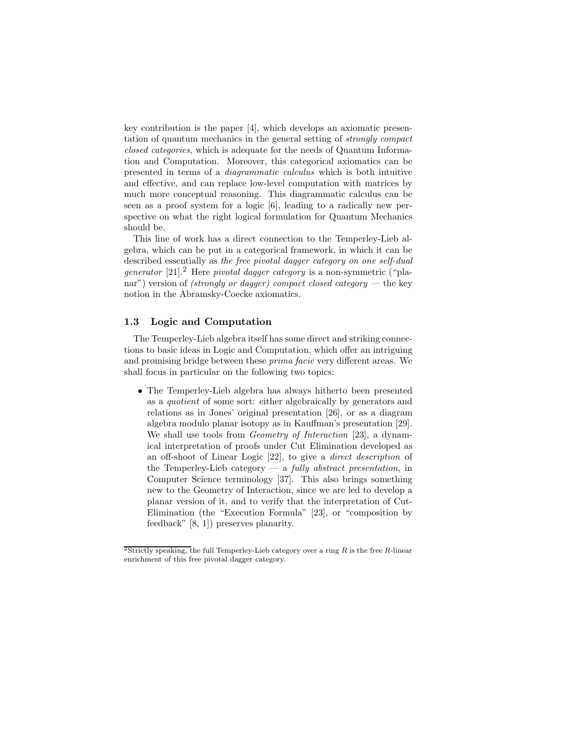key contribution is the paper [4], which develops an axiomatic presentation of quantum mechanics in the general setting of *strongly compact closed categories*, which is adequate for the needs of Quantum Information and Computation. Moreover, this categorical axiomatics can be presented in terms of a *diagrammatic calculus* which is both intuitive and effective, and can replace low-level computation with matrices by much more conceptual reasoning. This diagrammatic calculus can be seen as a proof system for a logic [6], leading to a radically new perspective on what the right logical formulation for Quantum Mechanics should be.

This line of work has a direct connection to the Temperley-Lieb algebra, which can be put in a categorical framework, in which it can be described essentially as *the free pivotal dagger category on one self-dual generator* [21].[2] Here *pivotal dagger category* is a non-symmetric ("planar") version of *(strongly or dagger) compact closed category* — the key notion in the Abramsky-Coecke axiomatics.

### 1.3 Logic and Computation

The Temperley-Lieb algebra itself has some direct and striking connections to basic ideas in Logic and Computation, which offer an intriguing and promising bridge between these *prima facie* very different areas. We shall focus in particular on the following two topics:

- The Temperley-Lieb algebra has always hitherto been presented as a *quotient* of some sort: either algebraically by generators and relations as in Jones' original presentation [26], or as a diagram algebra modulo planar isotopy as in Kauffman's presentation [29]. We shall use tools from *Geometry of Interaction* [23], a dynamical interpretation of proofs under Cut Elimination developed as an off-shoot of Linear Logic [22], to give a *direct description* of the Temperley-Lieb category — a *fully abstract presentation*, in Computer Science terminology [37]. This also brings something new to the Geometry of Interaction, since we are led to develop a planar version of it, and to verify that the interpretation of Cut-Elimination (the "Execution Formula" [23], or "composition by feedback" [8, 1]) preserves planarity.

[2] Strictly speaking, the full Temperley-Lieb category over a ring $R$ is the free $R$-linear enrichment of this free pivotal dagger category.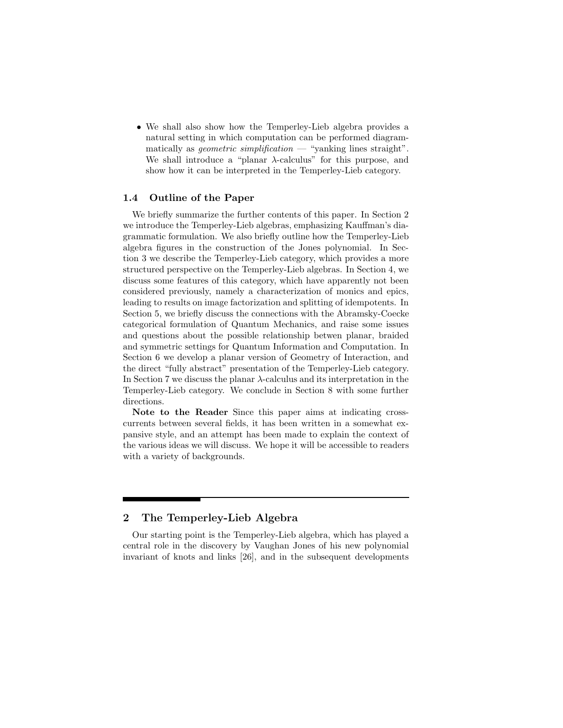- We shall also show how the Temperley-Lieb algebra provides a natural setting in which computation can be performed diagrammatically as *geometric simplification* — "yanking lines straight". We shall introduce a "planar $\lambda$-calculus" for this purpose, and show how it can be interpreted in the Temperley-Lieb category.

### 1.4 Outline of the Paper

We briefly summarize the further contents of this paper. In Section 2 we introduce the Temperley-Lieb algebras, emphasizing Kauffman's diagrammatic formulation. We also briefly outline how the Temperley-Lieb algebra figures in the construction of the Jones polynomial. In Section 3 we describe the Temperley-Lieb category, which provides a more structured perspective on the Temperley-Lieb algebras. In Section 4, we discuss some features of this category, which have apparently not been considered previously, namely a characterization of monics and epics, leading to results on image factorization and splitting of idempotents. In Section 5, we briefly discuss the connections with the Abramsky-Coecke categorical formulation of Quantum Mechanics, and raise some issues and questions about the possible relationship betwen planar, braided and symmetric settings for Quantum Information and Computation. In Section 6 we develop a planar version of Geometry of Interaction, and the direct "fully abstract" presentation of the Temperley-Lieb category. In Section 7 we discuss the planar $\lambda$-calculus and its interpretation in the Temperley-Lieb category. We conclude in Section 8 with some further directions.

**Note to the Reader** Since this paper aims at indicating cross-currents between several fields, it has been written in a somewhat expansive style, and an attempt has been made to explain the context of the various ideas we will discuss. We hope it will be accessible to readers with a variety of backgrounds.

## 2 The Temperley-Lieb Algebra

Our starting point is the Temperley-Lieb algebra, which has played a central role in the discovery by Vaughan Jones of his new polynomial invariant of knots and links [26], and in the subsequent developments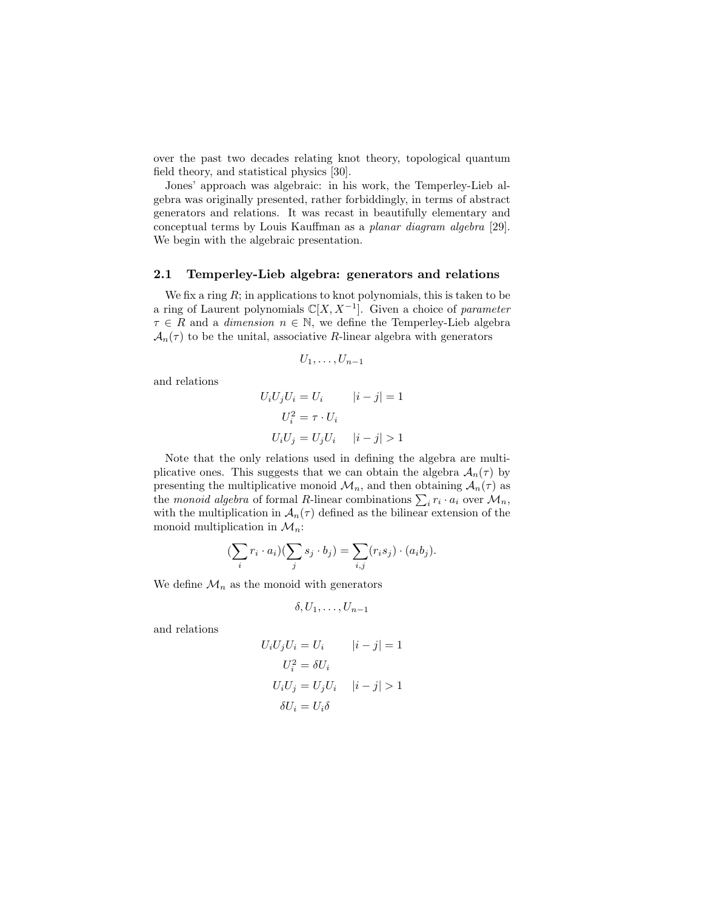over the past two decades relating knot theory, topological quantum field theory, and statistical physics [30].

Jones' approach was algebraic: in his work, the Temperley-Lieb algebra was originally presented, rather forbiddingly, in terms of abstract generators and relations. It was recast in beautifully elementary and conceptual terms by Louis Kauffman as a *planar diagram algebra* [29]. We begin with the algebraic presentation.

### 2.1 Temperley-Lieb algebra: generators and relations

We fix a ring $R$; in applications to knot polynomials, this is taken to be a ring of Laurent polynomials $\mathbb{C}[X, X^{-1}]$. Given a choice of *parameter* $\tau \in R$ and a *dimension* $n \in \mathbb{N}$, we define the Temperley-Lieb algebra $\mathcal{A}_n(\tau)$ to be the unital, associative $R$-linear algebra with generators

$$U_1, \ldots, U_{n-1}$$

and relations

$$\begin{aligned}
U_i U_j U_i &= U_i \qquad |i - j| = 1 \\
U_i^2 &= \tau \cdot U_i \\
U_i U_j &= U_j U_i \quad\; |i - j| > 1
\end{aligned}$$

Note that the only relations used in defining the algebra are multiplicative ones. This suggests that we can obtain the algebra $\mathcal{A}_n(\tau)$ by presenting the multiplicative monoid $\mathcal{M}_n$, and then obtaining $\mathcal{A}_n(\tau)$ as the *monoid algebra* of formal $R$-linear combinations $\sum_i r_i \cdot a_i$ over $\mathcal{M}_n$, with the multiplication in $\mathcal{A}_n(\tau)$ defined as the bilinear extension of the monoid multiplication in $\mathcal{M}_n$:

$$\left(\sum_i r_i \cdot a_i\right)\left(\sum_j s_j \cdot b_j\right) = \sum_{i,j} (r_i s_j) \cdot (a_i b_j).$$

We define $\mathcal{M}_n$ as the monoid with generators

$$\delta, U_1, \ldots, U_{n-1}$$

and relations

$$\begin{aligned}
U_i U_j U_i &= U_i \qquad |i - j| = 1 \\
U_i^2 &= \delta U_i \\
U_i U_j &= U_j U_i \quad\; |i - j| > 1 \\
\delta U_i &= U_i \delta
\end{aligned}$$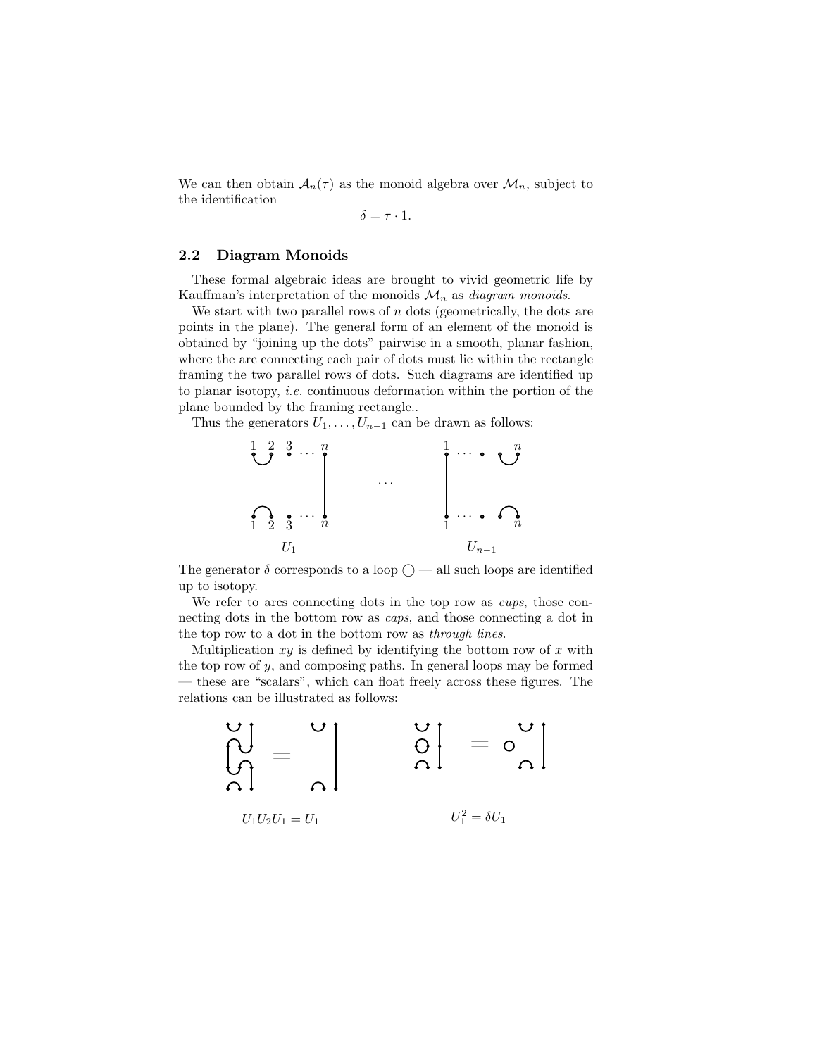We can then obtain $\mathcal{A}_n(\tau)$ as the monoid algebra over $\mathcal{M}_n$, subject to the identification

$$\delta = \tau \cdot 1.$$

### 2.2 Diagram Monoids

These formal algebraic ideas are brought to vivid geometric life by Kauffman's interpretation of the monoids $\mathcal{M}_n$ as *diagram monoids*.

We start with two parallel rows of $n$ dots (geometrically, the dots are points in the plane). The general form of an element of the monoid is obtained by "joining up the dots" pairwise in a smooth, planar fashion, where the arc connecting each pair of dots must lie within the rectangle framing the two parallel rows of dots. Such diagrams are identified up to planar isotopy, *i.e.* continuous deformation within the portion of the plane bounded by the framing rectangle..

Thus the generators $U_1, \ldots, U_{n-1}$ can be drawn as follows:

$U_1$ $\qquad\cdots\qquad$ $U_{n-1}$

The generator $\delta$ corresponds to a loop ◯ — all such loops are identified up to isotopy.

We refer to arcs connecting dots in the top row as *cups*, those connecting dots in the bottom row as *caps*, and those connecting a dot in the top row to a dot in the bottom row as *through lines*.

Multiplication $xy$ is defined by identifying the bottom row of $x$ with the top row of $y$, and composing paths. In general loops may be formed — these are "scalars", which can float freely across these figures. The relations can be illustrated as follows:

$U_1 U_2 U_1 = U_1$ $\qquad\qquad$ $U_1^2 = \delta U_1$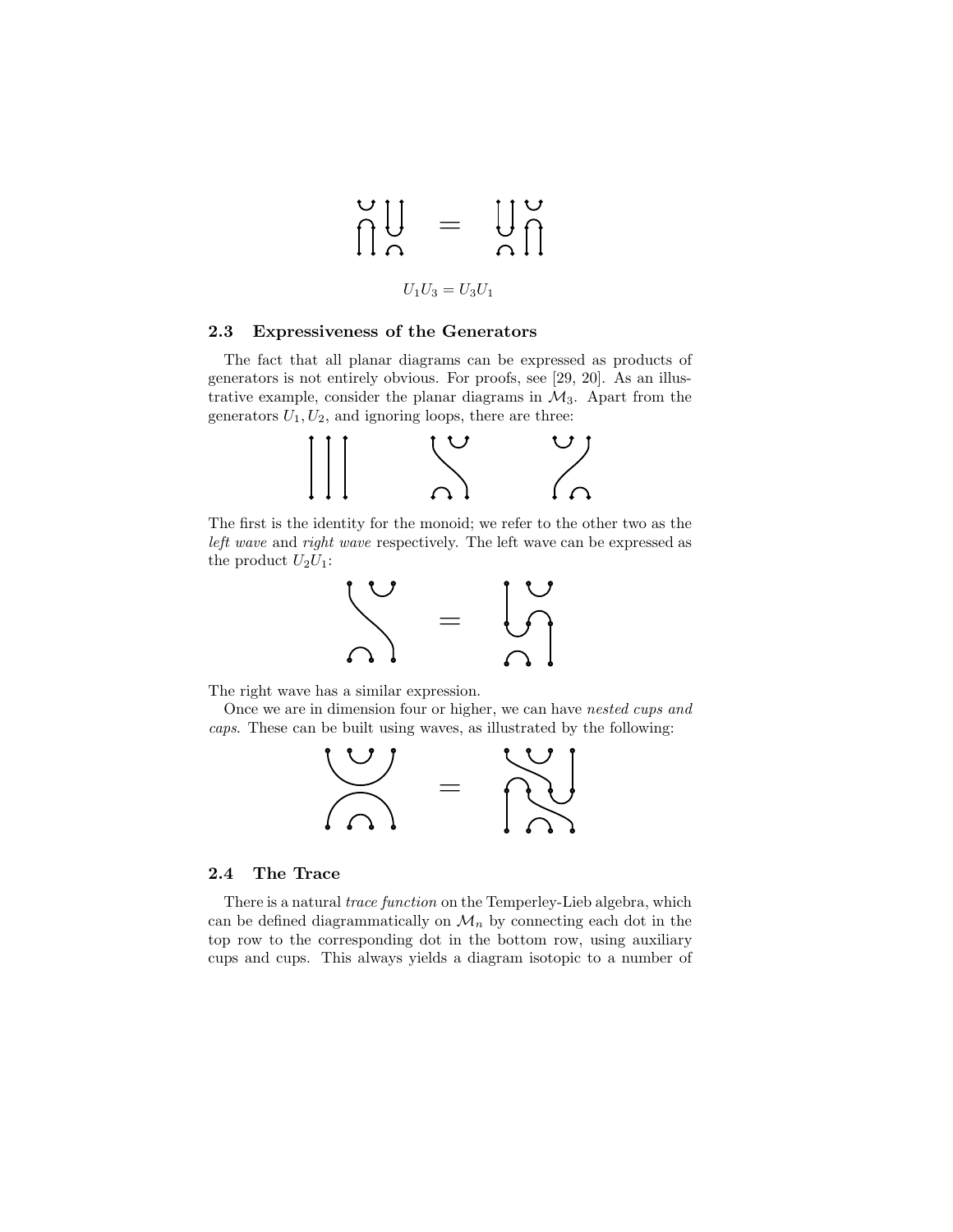$$U_1 U_3 = U_3 U_1$$

### 2.3 Expressiveness of the Generators

The fact that all planar diagrams can be expressed as products of generators is not entirely obvious. For proofs, see [29, 20]. As an illustrative example, consider the planar diagrams in $\mathcal{M}_3$. Apart from the generators $U_1, U_2$, and ignoring loops, there are three:

The first is the identity for the monoid; we refer to the other two as the *left wave* and *right wave* respectively. The left wave can be expressed as the product $U_2 U_1$:

The right wave has a similar expression.

Once we are in dimension four or higher, we can have *nested cups and caps*. These can be built using waves, as illustrated by the following:

### 2.4 The Trace

There is a natural *trace function* on the Temperley-Lieb algebra, which can be defined diagrammatically on $\mathcal{M}_n$ by connecting each dot in the top row to the corresponding dot in the bottom row, using auxiliary cups and cups. This always yields a diagram isotopic to a number of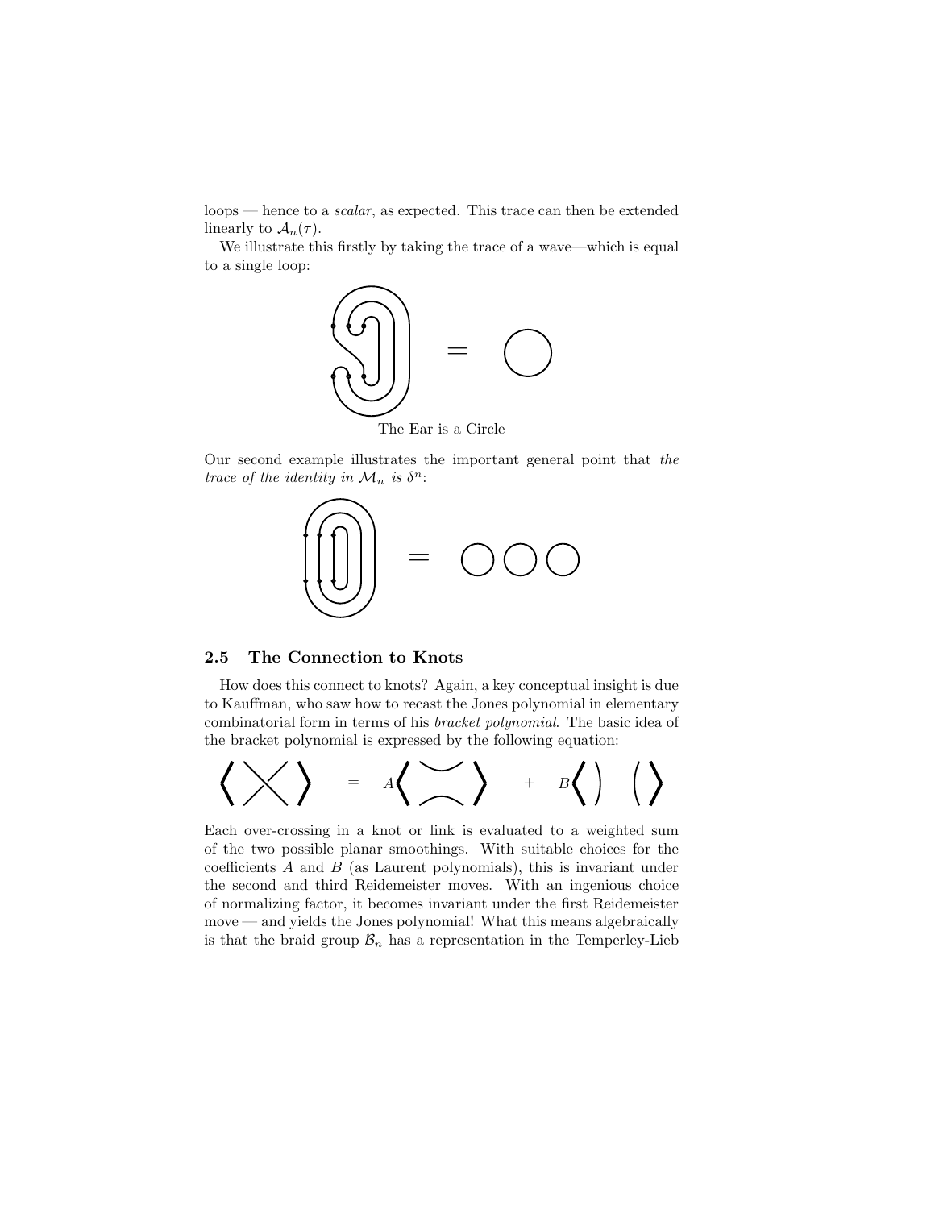loops — hence to a *scalar*, as expected. This trace can then be extended linearly to $\mathcal{A}_n(\tau)$.

We illustrate this firstly by taking the trace of a wave—which is equal to a single loop:

The Ear is a Circle

Our second example illustrates the important general point that *the trace of the identity in* $\mathcal{M}_n$ *is* $\delta^n$:

## 2.5 The Connection to Knots

How does this connect to knots? Again, a key conceptual insight is due to Kauffman, who saw how to recast the Jones polynomial in elementary combinatorial form in terms of his *bracket polynomial*. The basic idea of the bracket polynomial is expressed by the following equation:

Each over-crossing in a knot or link is evaluated to a weighted sum of the two possible planar smoothings. With suitable choices for the coefficients $A$ and $B$ (as Laurent polynomials), this is invariant under the second and third Reidemeister moves. With an ingenious choice of normalizing factor, it becomes invariant under the first Reidemeister move — and yields the Jones polynomial! What this means algebraically is that the braid group $\mathcal{B}_n$ has a representation in the Temperley-Lieb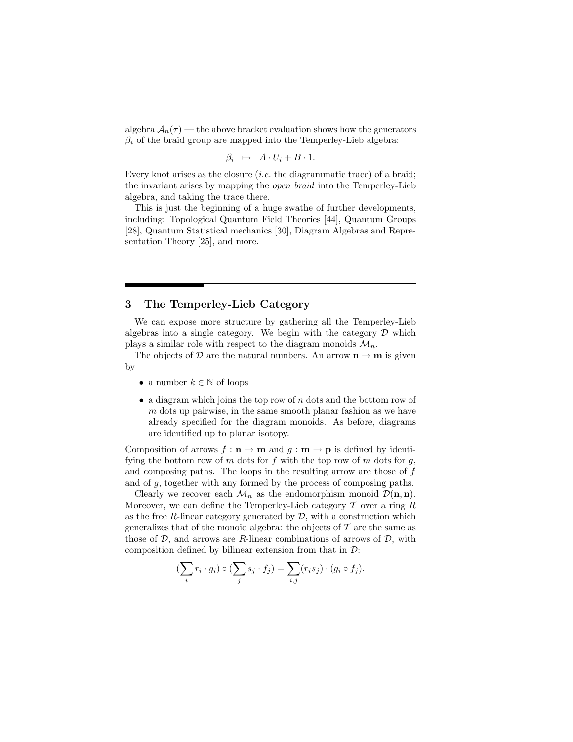algebra $\mathcal{A}_n(\tau)$ — the above bracket evaluation shows how the generators $\beta_i$ of the braid group are mapped into the Temperley-Lieb algebra:

$$\beta_i \ \mapsto \ A \cdot U_i + B \cdot 1.$$

Every knot arises as the closure (*i.e.* the diagrammatic trace) of a braid; the invariant arises by mapping the *open braid* into the Temperley-Lieb algebra, and taking the trace there.

This is just the beginning of a huge swathe of further developments, including: Topological Quantum Field Theories [44], Quantum Groups [28], Quantum Statistical mechanics [30], Diagram Algebras and Representation Theory [25], and more.

## 3 The Temperley-Lieb Category

We can expose more structure by gathering all the Temperley-Lieb algebras into a single category. We begin with the category $\mathcal{D}$ which plays a similar role with respect to the diagram monoids $\mathcal{M}_n$.

The objects of $\mathcal{D}$ are the natural numbers. An arrow $\mathbf{n} \to \mathbf{m}$ is given by

- a number $k \in \mathbb{N}$ of loops
- a diagram which joins the top row of $n$ dots and the bottom row of $m$ dots up pairwise, in the same smooth planar fashion as we have already specified for the diagram monoids. As before, diagrams are identified up to planar isotopy.

Composition of arrows $f : \mathbf{n} \to \mathbf{m}$ and $g : \mathbf{m} \to \mathbf{p}$ is defined by identifying the bottom row of $m$ dots for $f$ with the top row of $m$ dots for $g$, and composing paths. The loops in the resulting arrow are those of $f$ and of $g$, together with any formed by the process of composing paths.

Clearly we recover each $\mathcal{M}_n$ as the endomorphism monoid $\mathcal{D}(\mathbf{n}, \mathbf{n})$. Moreover, we can define the Temperley-Lieb category $\mathcal{T}$ over a ring $R$ as the free $R$-linear category generated by $\mathcal{D}$, with a construction which generalizes that of the monoid algebra: the objects of $\mathcal{T}$ are the same as those of $\mathcal{D}$, and arrows are $R$-linear combinations of arrows of $\mathcal{D}$, with composition defined by bilinear extension from that in $\mathcal{D}$:

$$(\sum_i r_i \cdot g_i) \circ (\sum_j s_j \cdot f_j) = \sum_{i,j} (r_i s_j) \cdot (g_i \circ f_j).$$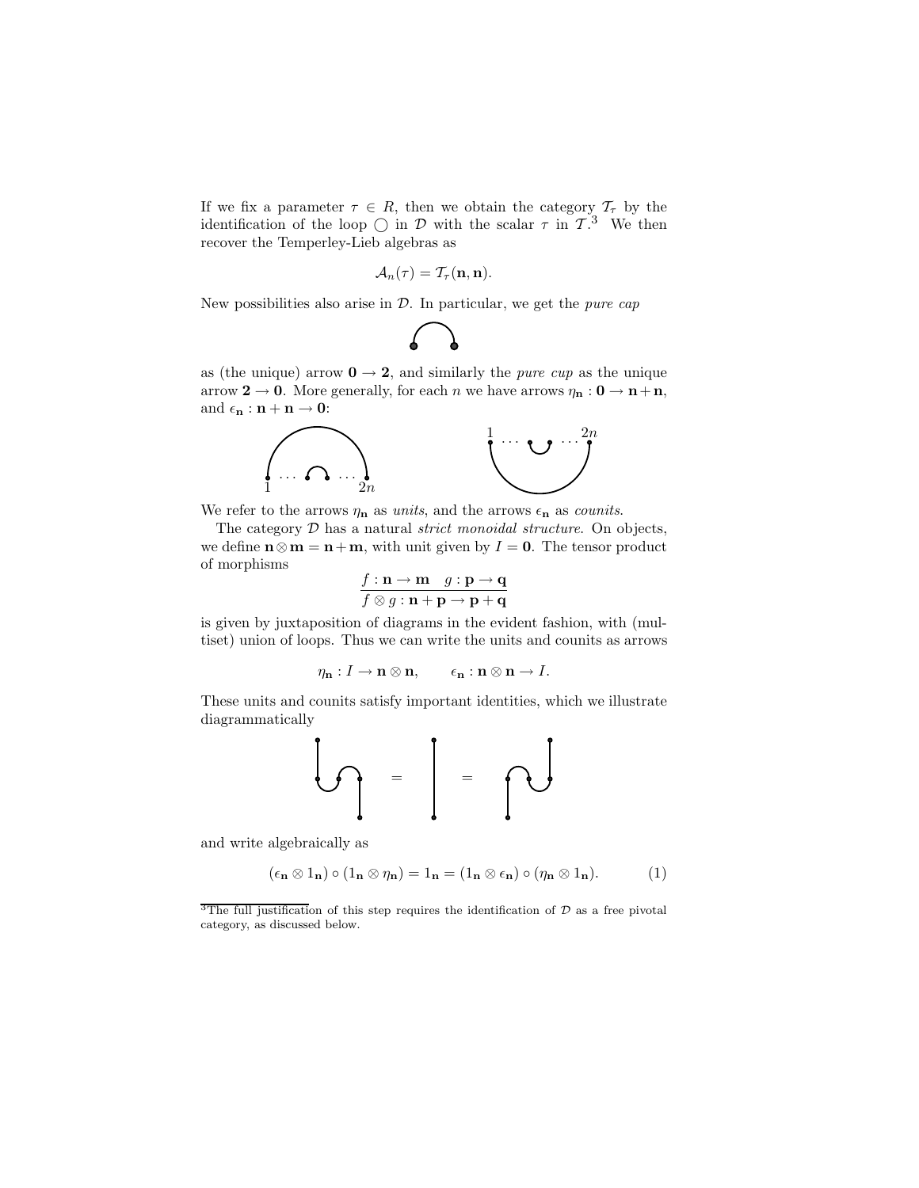If we fix a parameter $\tau \in R$, then we obtain the category $\mathcal{T}_\tau$ by the identification of the loop $\bigcirc$ in $\mathcal{D}$ with the scalar $\tau$ in $\mathcal{T}$.[3] We then recover the Temperley-Lieb algebras as

$$\mathcal{A}_n(\tau) = \mathcal{T}_\tau(\mathbf{n}, \mathbf{n}).$$

New possibilities also arise in $\mathcal{D}$. In particular, we get the *pure cap*

as (the unique) arrow $\mathbf{0} \to \mathbf{2}$, and similarly the *pure cup* as the unique arrow $\mathbf{2} \to \mathbf{0}$. More generally, for each $n$ we have arrows $\eta_\mathbf{n} : \mathbf{0} \to \mathbf{n} + \mathbf{n}$, and $\epsilon_\mathbf{n} : \mathbf{n} + \mathbf{n} \to \mathbf{0}$:

We refer to the arrows $\eta_\mathbf{n}$ as *units*, and the arrows $\epsilon_\mathbf{n}$ as *counits*.

The category $\mathcal{D}$ has a natural *strict monoidal structure*. On objects, we define $\mathbf{n} \otimes \mathbf{m} = \mathbf{n} + \mathbf{m}$, with unit given by $I = \mathbf{0}$. The tensor product of morphisms

$$\frac{f : \mathbf{n} \to \mathbf{m} \quad g : \mathbf{p} \to \mathbf{q}}{f \otimes g : \mathbf{n} + \mathbf{p} \to \mathbf{p} + \mathbf{q}}$$

is given by juxtaposition of diagrams in the evident fashion, with (multiset) union of loops. Thus we can write the units and counits as arrows

$$\eta_\mathbf{n} : I \to \mathbf{n} \otimes \mathbf{n}, \qquad \epsilon_\mathbf{n} : \mathbf{n} \otimes \mathbf{n} \to I.$$

These units and counits satisfy important identities, which we illustrate diagrammatically

and write algebraically as

$$(\epsilon_\mathbf{n} \otimes 1_\mathbf{n}) \circ (1_\mathbf{n} \otimes \eta_\mathbf{n}) = 1_\mathbf{n} = (1_\mathbf{n} \otimes \epsilon_\mathbf{n}) \circ (\eta_\mathbf{n} \otimes 1_\mathbf{n}). \tag{1}$$

[3] The full justification of this step requires the identification of $\mathcal{D}$ as a free pivotal category, as discussed below.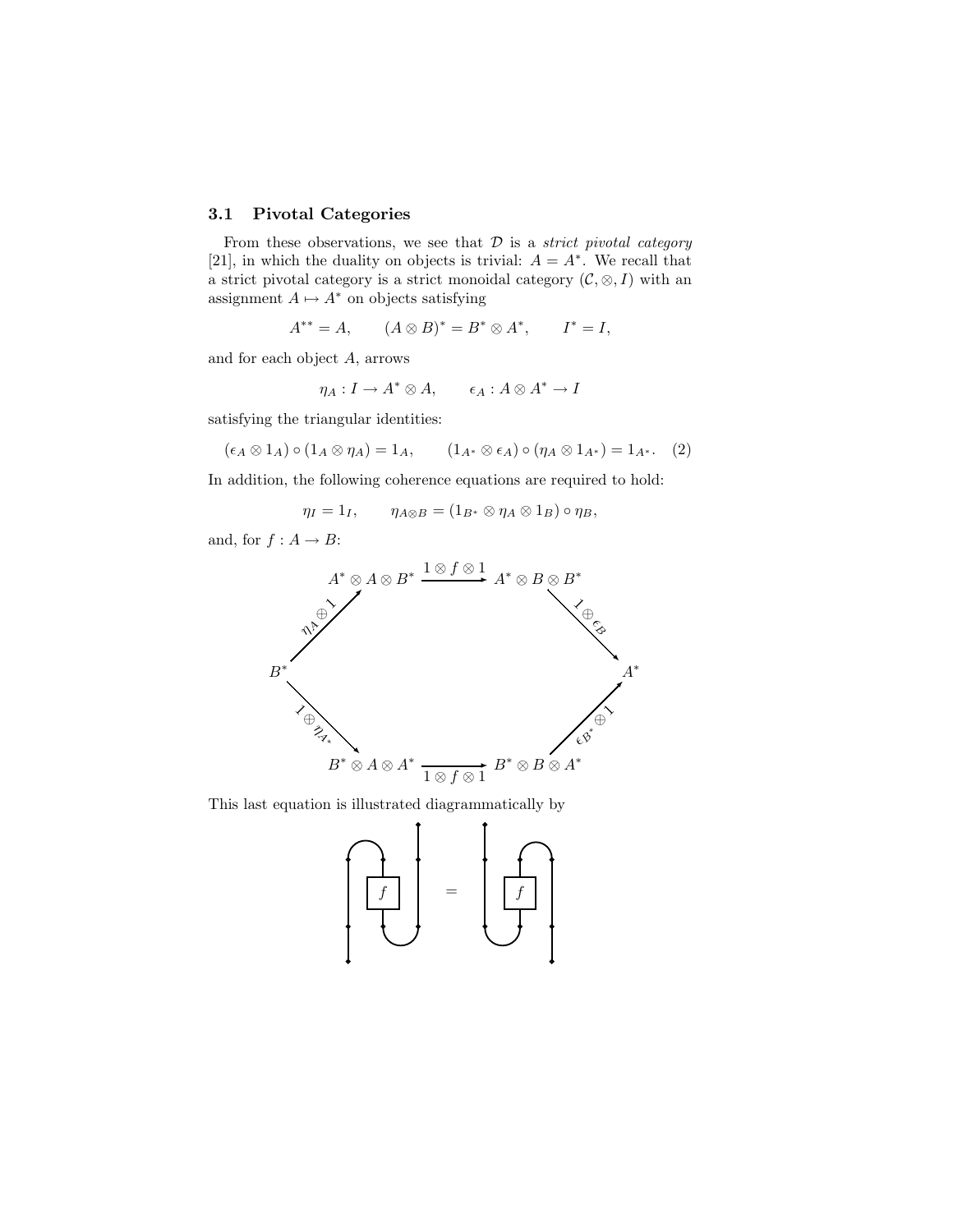### 3.1 Pivotal Categories

From these observations, we see that $\mathcal{D}$ is a *strict pivotal category* [21], in which the duality on objects is trivial: $A = A^*$. We recall that a strict pivotal category is a strict monoidal category $(\mathcal{C}, \otimes, I)$ with an assignment $A \mapsto A^*$ on objects satisfying

$$A^{**} = A, \qquad (A \otimes B)^* = B^* \otimes A^*, \qquad I^* = I,$$

and for each object $A$, arrows

$$\eta_A : I \to A^* \otimes A, \qquad \epsilon_A : A \otimes A^* \to I$$

satisfying the triangular identities:

$$(\epsilon_A \otimes 1_A) \circ (1_A \otimes \eta_A) = 1_A, \qquad (1_{A^*} \otimes \epsilon_A) \circ (\eta_A \otimes 1_{A^*}) = 1_{A^*}. \quad (2)$$

In addition, the following coherence equations are required to hold:

$$\eta_I = 1_I, \qquad \eta_{A \otimes B} = (1_{B^*} \otimes \eta_A \otimes 1_B) \circ \eta_B,$$

and, for $f : A \to B$:

$$\begin{array}{ccccc} & A^* \otimes A \otimes B^* & \xrightarrow{1 \otimes f \otimes 1} & A^* \otimes B \otimes B^* & \\ {}^{\eta_A \oplus 1}\nearrow & & & & \searrow^{1 \oplus \epsilon_B} \\ B^* & & & & A^* \\ {}_{1 \oplus \eta_{A^*}}\searrow & & & & \nearrow_{\epsilon_{B^*} \oplus 1} \\ & B^* \otimes A \otimes A^* & \xrightarrow[1 \otimes f \otimes 1]{} & B^* \otimes B \otimes A^* & \end{array}$$

This last equation is illustrated diagrammatically by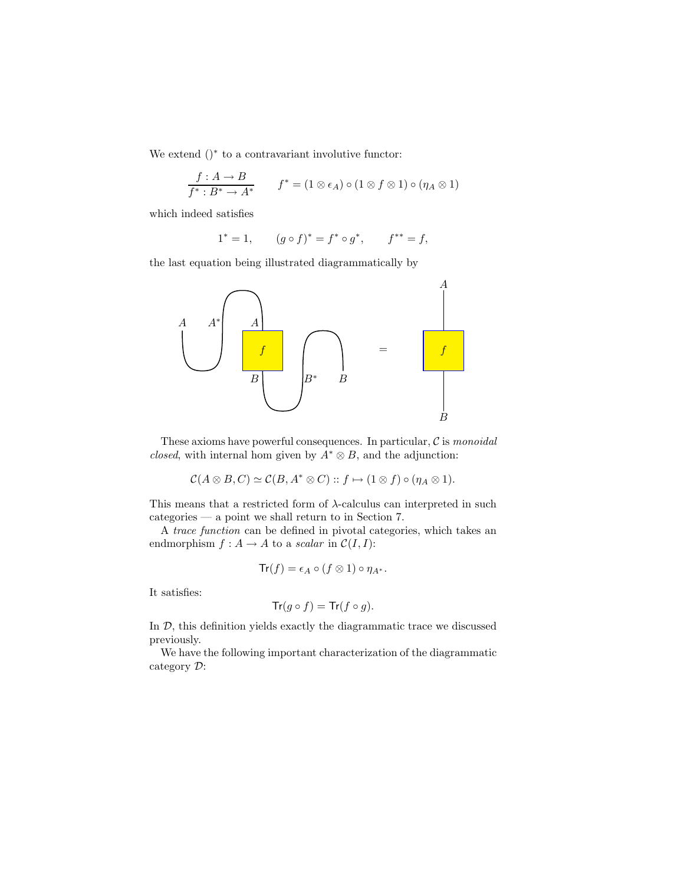We extend $()^*$ to a contravariant involutive functor:

$$\frac{f : A \to B}{f^* : B^* \to A^*} \qquad f^* = (1 \otimes \epsilon_A) \circ (1 \otimes f \otimes 1) \circ (\eta_A \otimes 1)$$

which indeed satisfies

$$1^* = 1, \qquad (g \circ f)^* = f^* \circ g^*, \qquad f^{**} = f,$$

the last equation being illustrated diagrammatically by

These axioms have powerful consequences. In particular, $\mathcal{C}$ is *monoidal closed*, with internal hom given by $A^* \otimes B$, and the adjunction:

$$\mathcal{C}(A \otimes B, C) \simeq \mathcal{C}(B, A^* \otimes C) :: f \mapsto (1 \otimes f) \circ (\eta_A \otimes 1).$$

This means that a restricted form of $\lambda$-calculus can interpreted in such categories — a point we shall return to in Section 7.

A *trace function* can be defined in pivotal categories, which takes an endmorphism $f : A \to A$ to a *scalar* in $\mathcal{C}(I, I)$:

$$\mathsf{Tr}(f) = \epsilon_A \circ (f \otimes 1) \circ \eta_{A^*}.$$

It satisfies:

$$\mathsf{Tr}(g \circ f) = \mathsf{Tr}(f \circ g).$$

In $\mathcal{D}$, this definition yields exactly the diagrammatic trace we discussed previously.

We have the following important characterization of the diagrammatic category $\mathcal{D}$: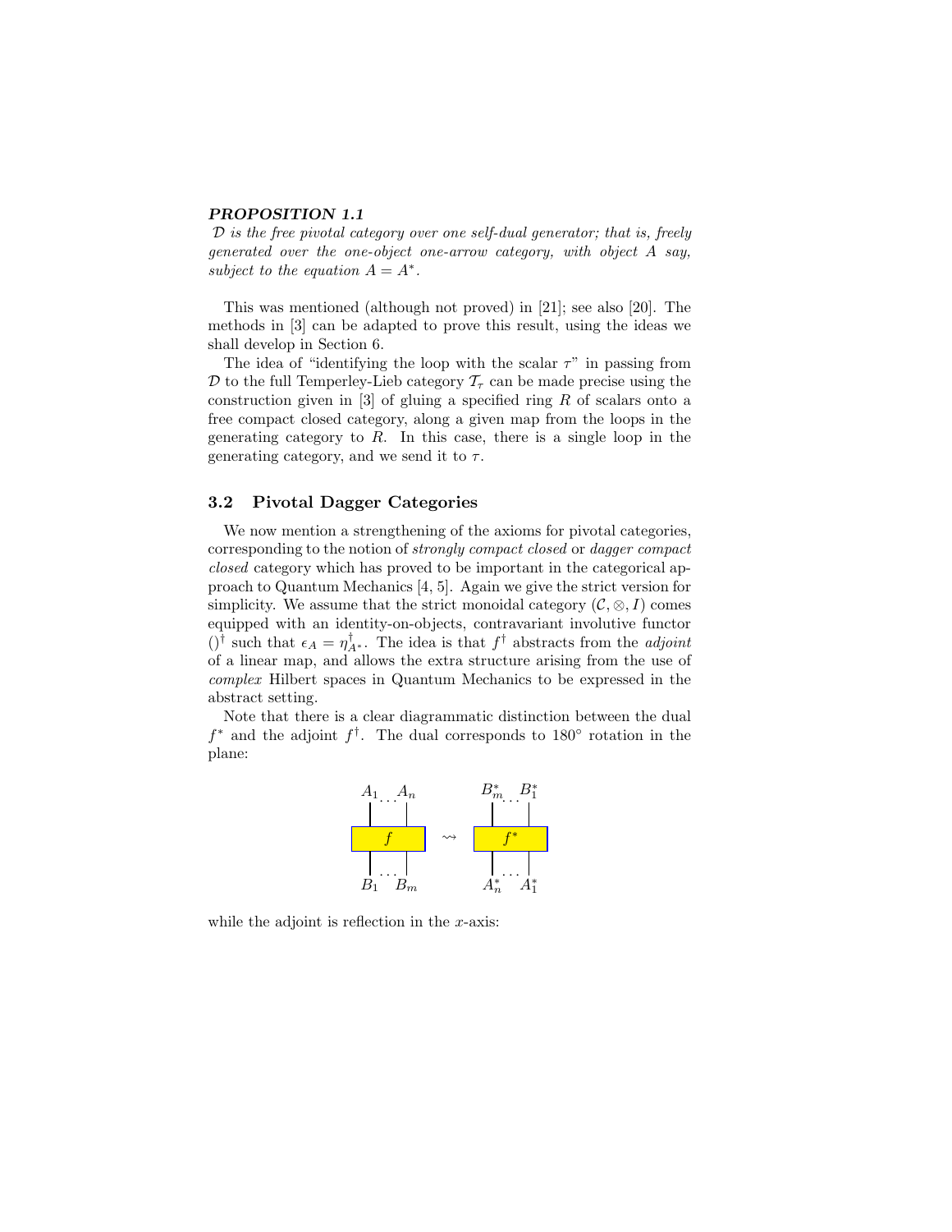***PROPOSITION 1.1***
*$\mathcal{D}$ is the free pivotal category over one self-dual generator; that is, freely generated over the one-object one-arrow category, with object $A$ say, subject to the equation $A = A^*$.*

This was mentioned (although not proved) in [21]; see also [20]. The methods in [3] can be adapted to prove this result, using the ideas we shall develop in Section 6.

The idea of "identifying the loop with the scalar $\tau$" in passing from $\mathcal{D}$ to the full Temperley-Lieb category $\mathcal{T}_\tau$ can be made precise using the construction given in [3] of gluing a specified ring $R$ of scalars onto a free compact closed category, along a given map from the loops in the generating category to $R$. In this case, there is a single loop in the generating category, and we send it to $\tau$.

### 3.2 Pivotal Dagger Categories

We now mention a strengthening of the axioms for pivotal categories, corresponding to the notion of *strongly compact closed* or *dagger compact closed* category which has proved to be important in the categorical approach to Quantum Mechanics [4, 5]. Again we give the strict version for simplicity. We assume that the strict monoidal category $(\mathcal{C}, \otimes, I)$ comes equipped with an identity-on-objects, contravariant involutive functor $()^\dagger$ such that $\epsilon_A = \eta_{A^*}^\dagger$. The idea is that $f^\dagger$ abstracts from the *adjoint* of a linear map, and allows the extra structure arising from the use of *complex* Hilbert spaces in Quantum Mechanics to be expressed in the abstract setting.

Note that there is a clear diagrammatic distinction between the dual $f^*$ and the adjoint $f^\dagger$. The dual corresponds to $180°$ rotation in the plane:

$$\begin{array}{c} A_1 \ldots A_n \\ \boxed{f} \\ B_1 \ldots B_m \end{array} \quad \rightsquigarrow \quad \begin{array}{c} B_m^* \ldots B_1^* \\ \boxed{f^*} \\ A_n^* \ldots A_1^* \end{array}$$

while the adjoint is reflection in the $x$-axis: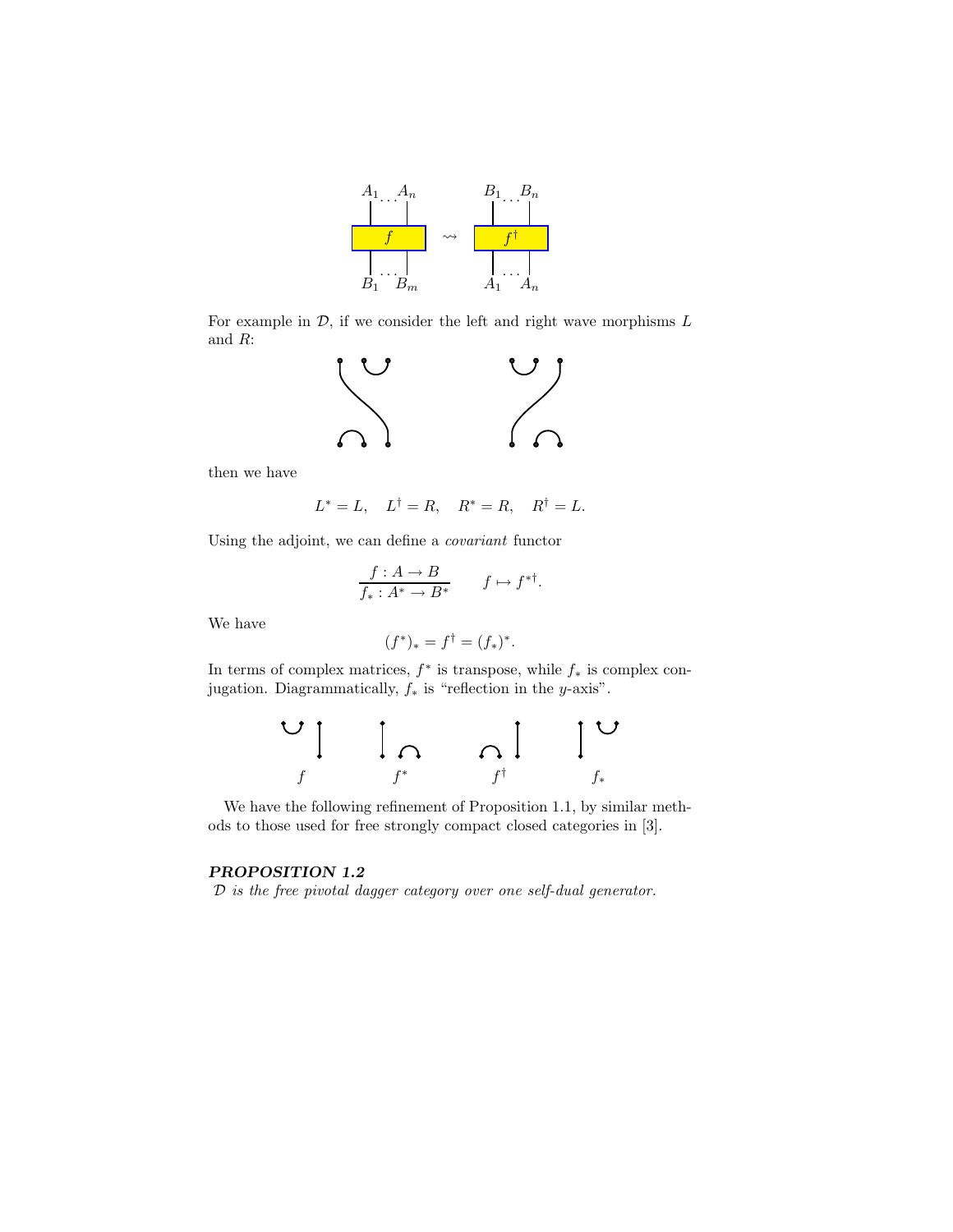For example in $\mathcal{D}$, if we consider the left and right wave morphisms $L$ and $R$:

then we have

$$L^* = L, \quad L^\dagger = R, \quad R^* = R, \quad R^\dagger = L.$$

Using the adjoint, we can define a *covariant* functor

$$\frac{f : A \to B}{f_* : A^* \to B^*} \qquad f \mapsto f^{*\dagger}.$$

We have

$$(f^*)_* = f^\dagger = (f_*)^*.$$

In terms of complex matrices, $f^*$ is transpose, while $f_*$ is complex conjugation. Diagrammatically, $f_*$ is "reflection in the $y$-axis".

$f$ $\qquad f^*$ $\qquad f^\dagger$ $\qquad f_*$

We have the following refinement of Proposition 1.1, by similar methods to those used for free strongly compact closed categories in [3].

***PROPOSITION 1.2***
*$\mathcal{D}$ is the free pivotal dagger category over one self-dual generator.*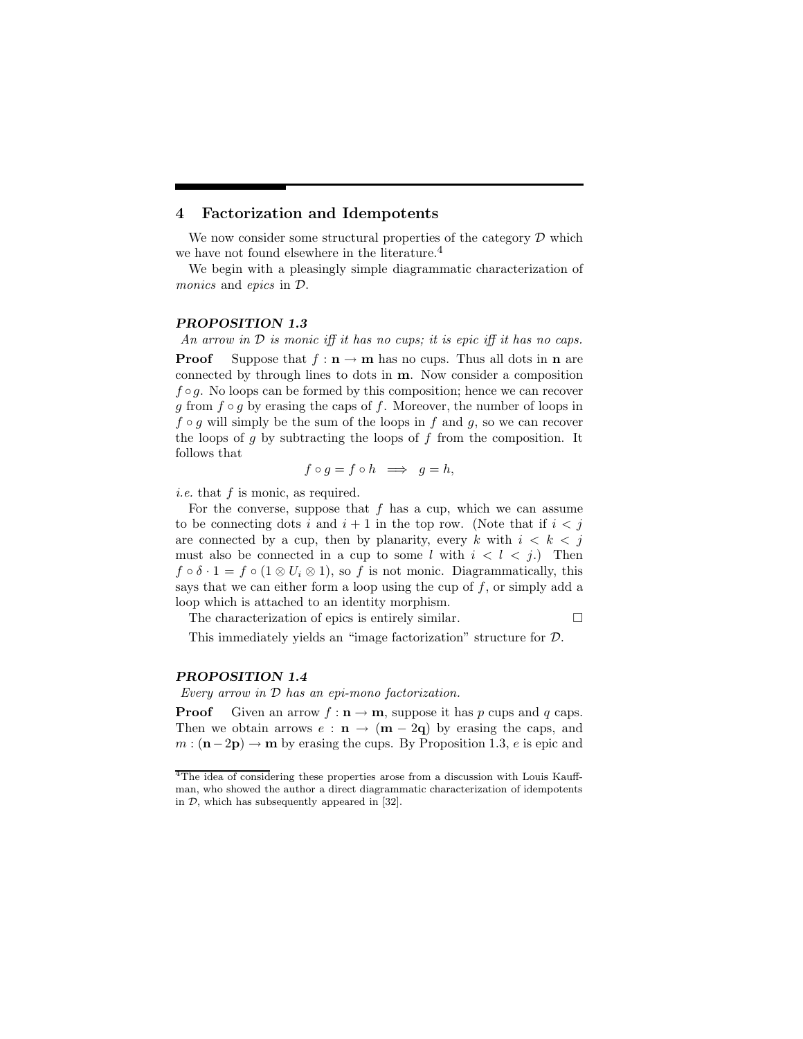## 4 Factorization and Idempotents

We now consider some structural properties of the category $\mathcal{D}$ which we have not found elsewhere in the literature.[4]

We begin with a pleasingly simple diagrammatic characterization of *monics* and *epics* in $\mathcal{D}$.

***PROPOSITION 1.3***

*An arrow in $\mathcal{D}$ is monic iff it has no cups; it is epic iff it has no caps.*

**Proof** Suppose that $f : \mathbf{n} \to \mathbf{m}$ has no cups. Thus all dots in $\mathbf{n}$ are connected by through lines to dots in $\mathbf{m}$. Now consider a composition $f \circ g$. No loops can be formed by this composition; hence we can recover $g$ from $f \circ g$ by erasing the caps of $f$. Moreover, the number of loops in $f \circ g$ will simply be the sum of the loops in $f$ and $g$, so we can recover the loops of $g$ by subtracting the loops of $f$ from the composition. It follows that

$$f \circ g = f \circ h \implies g = h,$$

*i.e.* that $f$ is monic, as required.

For the converse, suppose that $f$ has a cup, which we can assume to be connecting dots $i$ and $i+1$ in the top row. (Note that if $i < j$ are connected by a cup, then by planarity, every $k$ with $i < k < j$ must also be connected in a cup to some $l$ with $i < l < j$.) Then $f \circ \delta \cdot 1 = f \circ (1 \otimes U_i \otimes 1)$, so $f$ is not monic. Diagrammatically, this says that we can either form a loop using the cup of $f$, or simply add a loop which is attached to an identity morphism.

The characterization of epics is entirely similar. $\square$

This immediately yields an "image factorization" structure for $\mathcal{D}$.

***PROPOSITION 1.4***

*Every arrow in $\mathcal{D}$ has an epi-mono factorization.*

**Proof** Given an arrow $f : \mathbf{n} \to \mathbf{m}$, suppose it has $p$ cups and $q$ caps. Then we obtain arrows $e : \mathbf{n} \to (\mathbf{m} - \mathbf{2q})$ by erasing the caps, and $m : (\mathbf{n} - \mathbf{2p}) \to \mathbf{m}$ by erasing the cups. By Proposition 1.3, $e$ is epic and

[4] The idea of considering these properties arose from a discussion with Louis Kauffman, who showed the author a direct diagrammatic characterization of idempotents in $\mathcal{D}$, which has subsequently appeared in [32].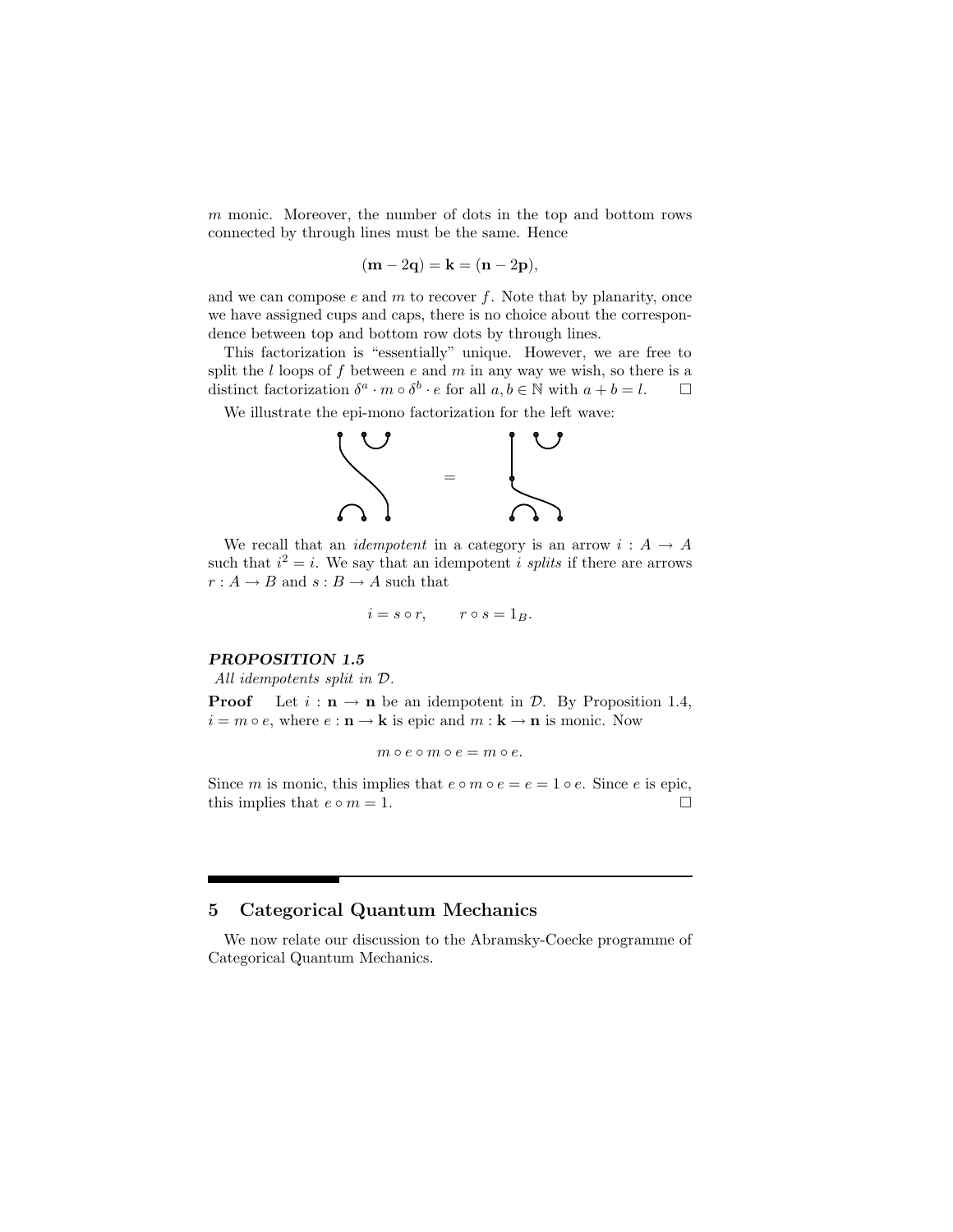$m$ monic. Moreover, the number of dots in the top and bottom rows connected by through lines must be the same. Hence

$$(\mathbf{m} - 2\mathbf{q}) = \mathbf{k} = (\mathbf{n} - 2\mathbf{p}),$$

and we can compose $e$ and $m$ to recover $f$. Note that by planarity, once we have assigned cups and caps, there is no choice about the correspondence between top and bottom row dots by through lines.

This factorization is "essentially" unique. However, we are free to split the $l$ loops of $f$ between $e$ and $m$ in any way we wish, so there is a distinct factorization $\delta^a \cdot m \circ \delta^b \cdot e$ for all $a, b \in \mathbb{N}$ with $a + b = l$. □

We illustrate the epi-mono factorization for the left wave:

=

We recall that an *idempotent* in a category is an arrow $i : A \to A$ such that $i^2 = i$. We say that an idempotent $i$ *splits* if there are arrows $r : A \to B$ and $s : B \to A$ such that

$$i = s \circ r, \qquad r \circ s = 1_B.$$

***PROPOSITION 1.5***
*All idempotents split in $\mathcal{D}$.*

**Proof** Let $i : \mathbf{n} \to \mathbf{n}$ be an idempotent in $\mathcal{D}$. By Proposition 1.4, $i = m \circ e$, where $e : \mathbf{n} \to \mathbf{k}$ is epic and $m : \mathbf{k} \to \mathbf{n}$ is monic. Now

$$m \circ e \circ m \circ e = m \circ e.$$

Since $m$ is monic, this implies that $e \circ m \circ e = e = 1 \circ e$. Since $e$ is epic, this implies that $e \circ m = 1$. □

## 5 Categorical Quantum Mechanics

We now relate our discussion to the Abramsky-Coecke programme of Categorical Quantum Mechanics.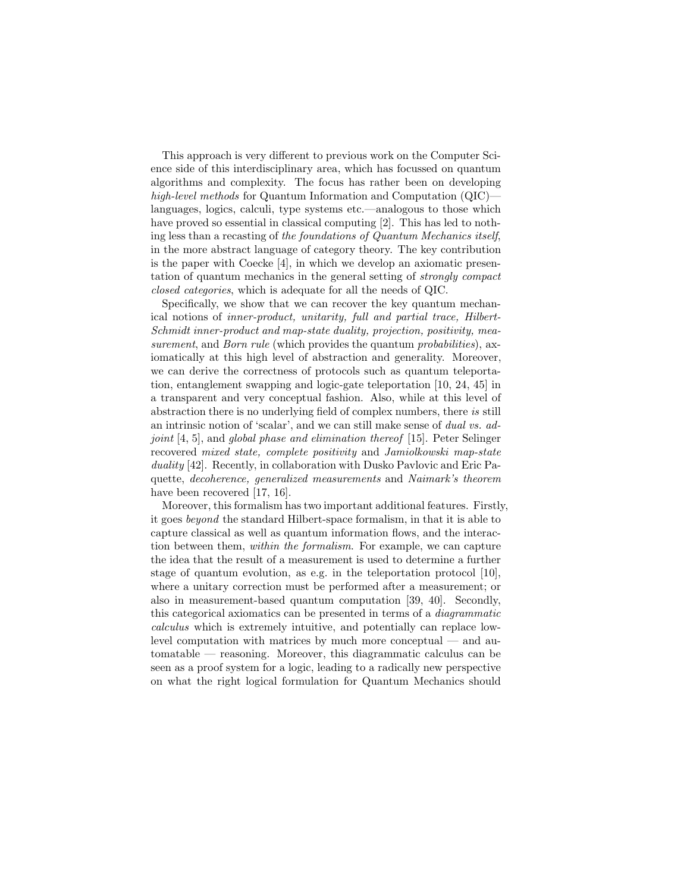This approach is very different to previous work on the Computer Science side of this interdisciplinary area, which has focussed on quantum algorithms and complexity. The focus has rather been on developing *high-level methods* for Quantum Information and Computation (QIC)—languages, logics, calculi, type systems etc.—analogous to those which have proved so essential in classical computing [2]. This has led to nothing less than a recasting of *the foundations of Quantum Mechanics itself*, in the more abstract language of category theory. The key contribution is the paper with Coecke [4], in which we develop an axiomatic presentation of quantum mechanics in the general setting of *strongly compact closed categories*, which is adequate for all the needs of QIC.

Specifically, we show that we can recover the key quantum mechanical notions of *inner-product, unitarity, full and partial trace, Hilbert-Schmidt inner-product and map-state duality, projection, positivity, measurement*, and *Born rule* (which provides the quantum *probabilities*), axiomatically at this high level of abstraction and generality. Moreover, we can derive the correctness of protocols such as quantum teleportation, entanglement swapping and logic-gate teleportation [10, 24, 45] in a transparent and very conceptual fashion. Also, while at this level of abstraction there is no underlying field of complex numbers, there *is* still an intrinsic notion of 'scalar', and we can still make sense of *dual vs. adjoint* [4, 5], and *global phase and elimination thereof* [15]. Peter Selinger recovered *mixed state, complete positivity* and *Jamiolkowski map-state duality* [42]. Recently, in collaboration with Dusko Pavlovic and Eric Paquette, *decoherence, generalized measurements* and *Naimark's theorem* have been recovered [17, 16].

Moreover, this formalism has two important additional features. Firstly, it goes *beyond* the standard Hilbert-space formalism, in that it is able to capture classical as well as quantum information flows, and the interaction between them, *within the formalism*. For example, we can capture the idea that the result of a measurement is used to determine a further stage of quantum evolution, as e.g. in the teleportation protocol [10], where a unitary correction must be performed after a measurement; or also in measurement-based quantum computation [39, 40]. Secondly, this categorical axiomatics can be presented in terms of a *diagrammatic calculus* which is extremely intuitive, and potentially can replace low-level computation with matrices by much more conceptual — and automatable — reasoning. Moreover, this diagrammatic calculus can be seen as a proof system for a logic, leading to a radically new perspective on what the right logical formulation for Quantum Mechanics should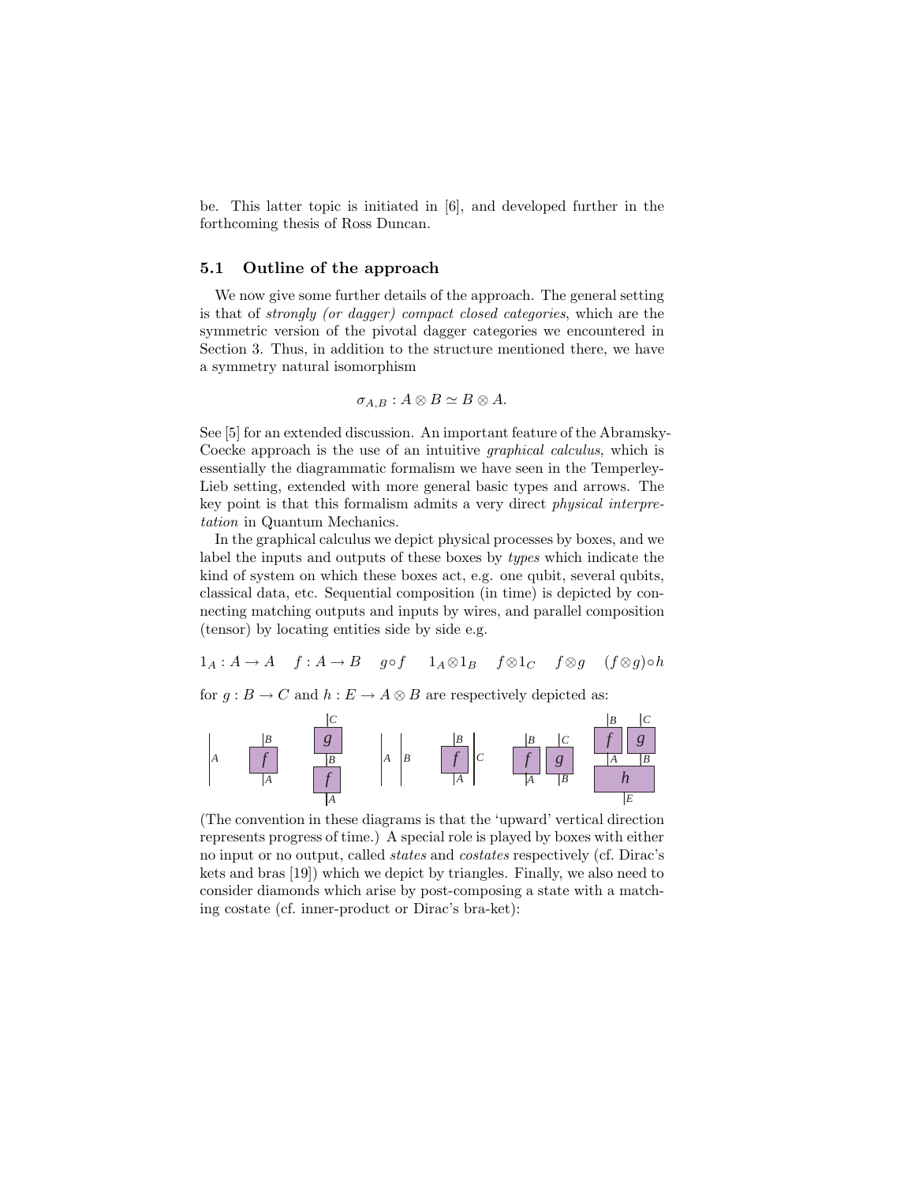be. This latter topic is initiated in [6], and developed further in the forthcoming thesis of Ross Duncan.

### 5.1 Outline of the approach

We now give some further details of the approach. The general setting is that of *strongly (or dagger) compact closed categories*, which are the symmetric version of the pivotal dagger categories we encountered in Section 3. Thus, in addition to the structure mentioned there, we have a symmetry natural isomorphism

$$\sigma_{A,B} : A \otimes B \simeq B \otimes A.$$

See [5] for an extended discussion. An important feature of the Abramsky-Coecke approach is the use of an intuitive *graphical calculus*, which is essentially the diagrammatic formalism we have seen in the Temperley-Lieb setting, extended with more general basic types and arrows. The key point is that this formalism admits a very direct *physical interpretation* in Quantum Mechanics.

In the graphical calculus we depict physical processes by boxes, and we label the inputs and outputs of these boxes by *types* which indicate the kind of system on which these boxes act, e.g. one qubit, several qubits, classical data, etc. Sequential composition (in time) is depicted by connecting matching outputs and inputs by wires, and parallel composition (tensor) by locating entities side by side e.g.

$$1_A : A \to A \quad f : A \to B \quad g \circ f \quad 1_A \otimes 1_B \quad f \otimes 1_C \quad f \otimes g \quad (f \otimes g) \circ h$$

for $g : B \to C$ and $h : E \to A \otimes B$ are respectively depicted as:

(The convention in these diagrams is that the 'upward' vertical direction represents progress of time.) A special role is played by boxes with either no input or no output, called *states* and *costates* respectively (cf. Dirac's kets and bras [19]) which we depict by triangles. Finally, we also need to consider diamonds which arise by post-composing a state with a matching costate (cf. inner-product or Dirac's bra-ket):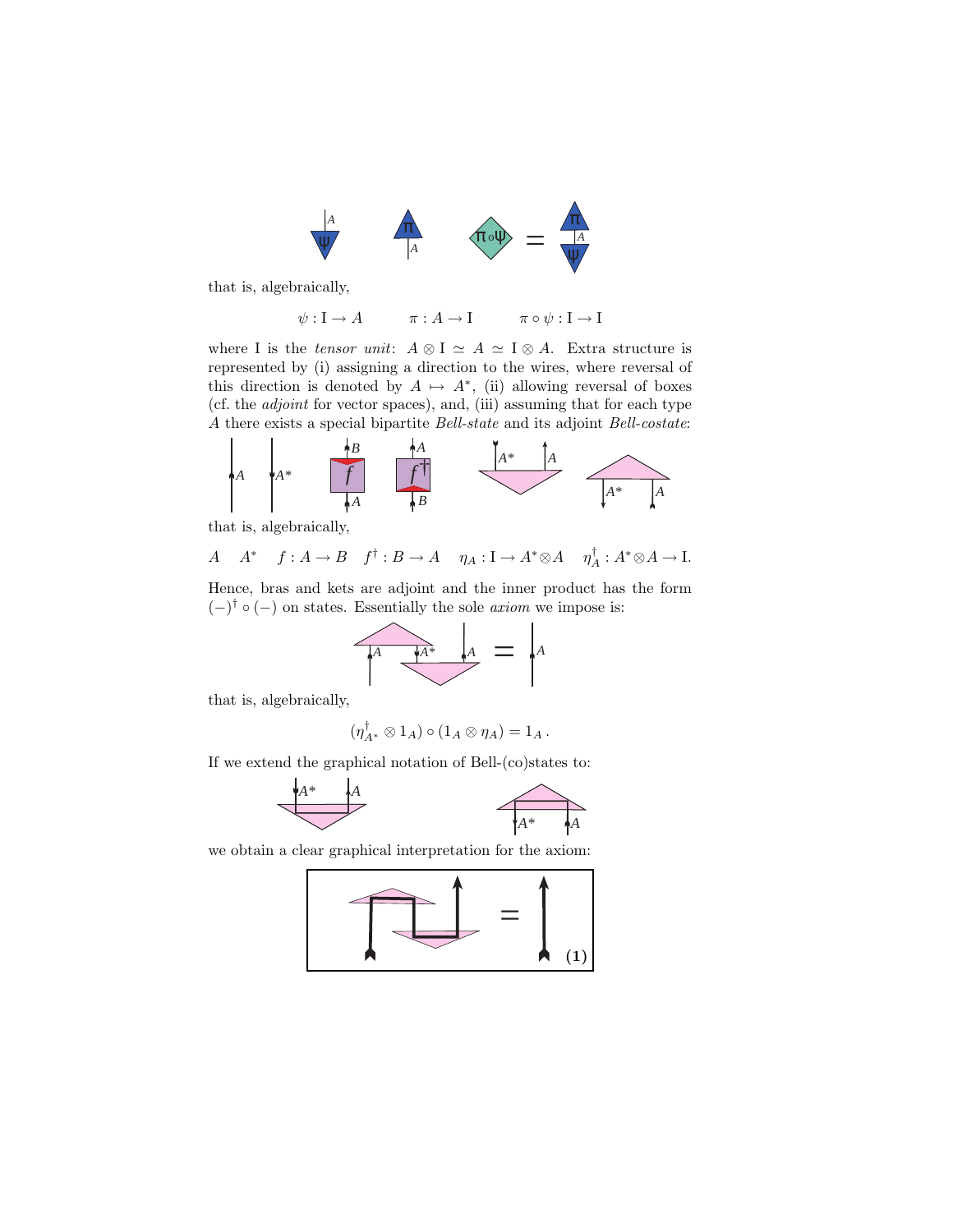that is, algebraically,

$$\psi : \mathrm{I} \to A \qquad \pi : A \to \mathrm{I} \qquad \pi \circ \psi : \mathrm{I} \to \mathrm{I}$$

where I is the *tensor unit*: $A \otimes \mathrm{I} \simeq A \simeq \mathrm{I} \otimes A$. Extra structure is represented by (i) assigning a direction to the wires, where reversal of this direction is denoted by $A \mapsto A^*$, (ii) allowing reversal of boxes (cf. the *adjoint* for vector spaces), and, (iii) assuming that for each type $A$ there exists a special bipartite *Bell-state* and its adjoint *Bell-costate*:

that is, algebraically,

$$A \quad A^* \quad f : A \to B \quad f^\dagger : B \to A \quad \eta_A : \mathrm{I} \to A^* \otimes A \quad \eta_A^\dagger : A^* \otimes A \to \mathrm{I}.$$

Hence, bras and kets are adjoint and the inner product has the form $(-)^\dagger \circ (-)$ on states. Essentially the sole *axiom* we impose is:

that is, algebraically,

$$(\eta_{A^*}^\dagger \otimes 1_A) \circ (1_A \otimes \eta_A) = 1_A\,.$$

If we extend the graphical notation of Bell-(co)states to:

we obtain a clear graphical interpretation for the axiom:

(1)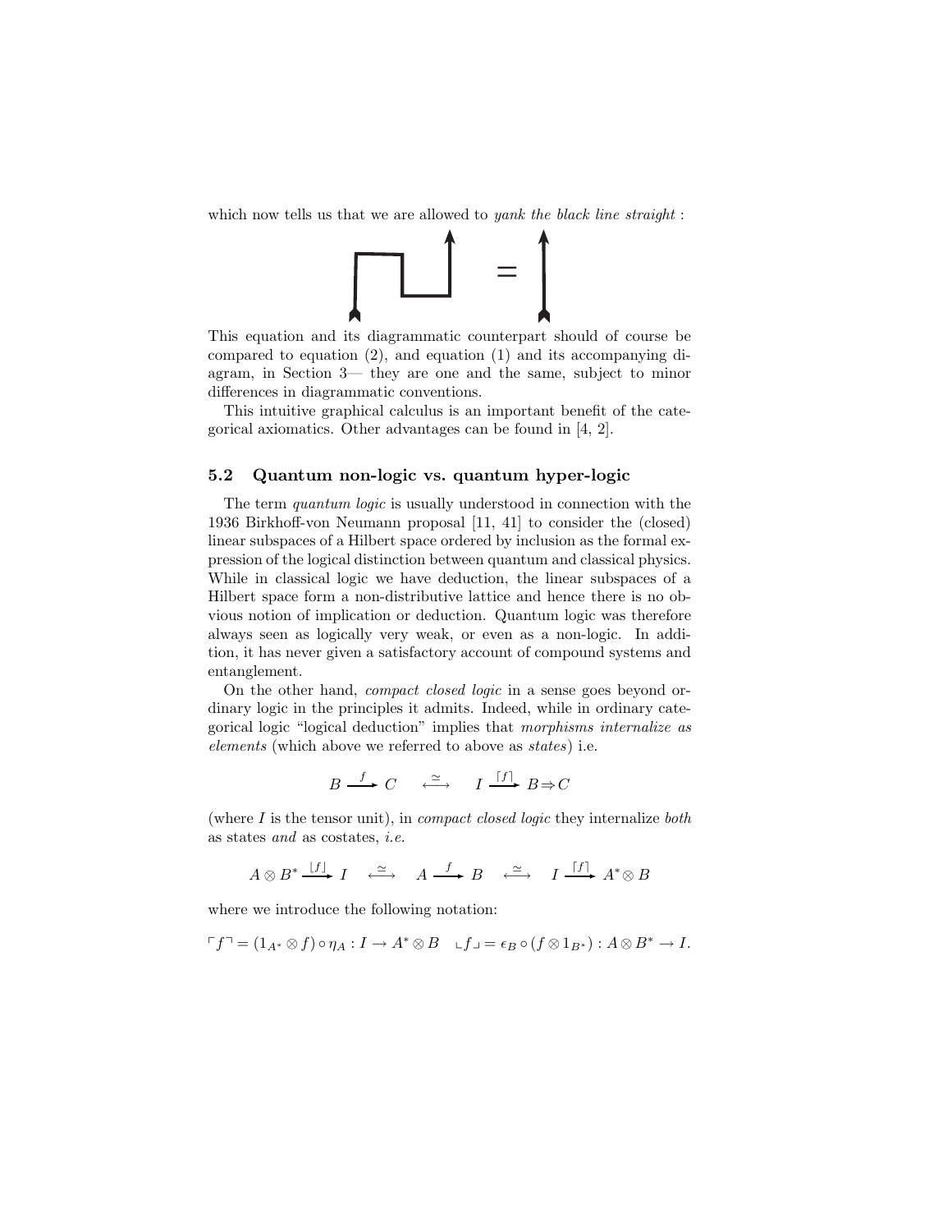which now tells us that we are allowed to *yank the black line straight* :

This equation and its diagrammatic counterpart should of course be compared to equation (2), and equation (1) and its accompanying diagram, in Section 3— they are one and the same, subject to minor differences in diagrammatic conventions.

This intuitive graphical calculus is an important benefit of the categorical axiomatics. Other advantages can be found in [4, 2].

### 5.2 Quantum non-logic vs. quantum hyper-logic

The term *quantum logic* is usually understood in connection with the 1936 Birkhoff-von Neumann proposal [11, 41] to consider the (closed) linear subspaces of a Hilbert space ordered by inclusion as the formal expression of the logical distinction between quantum and classical physics. While in classical logic we have deduction, the linear subspaces of a Hilbert space form a non-distributive lattice and hence there is no obvious notion of implication or deduction. Quantum logic was therefore always seen as logically very weak, or even as a non-logic. In addition, it has never given a satisfactory account of compound systems and entanglement.

On the other hand, *compact closed logic* in a sense goes beyond ordinary logic in the principles it admits. Indeed, while in ordinary categorical logic "logical deduction" implies that *morphisms internalize as elements* (which above we referred to above as *states*) i.e.

$$B \xrightarrow{f} C \quad \stackrel{\simeq}{\longleftrightarrow} \quad I \xrightarrow{\lceil f \rceil} B \Rightarrow C$$

(where $I$ is the tensor unit), in *compact closed logic* they internalize *both* as states *and* as costates, *i.e.*

$$A \otimes B^* \xrightarrow{\lfloor f \rfloor} I \quad \stackrel{\simeq}{\longleftrightarrow} \quad A \xrightarrow{f} B \quad \stackrel{\simeq}{\longleftrightarrow} \quad I \xrightarrow{\lceil f \rceil} A^* \otimes B$$

where we introduce the following notation:

$$\ulcorner f \urcorner = (1_{A^*} \otimes f) \circ \eta_A : I \to A^* \otimes B \quad \llcorner f \lrcorner = \epsilon_B \circ (f \otimes 1_{B^*}) : A \otimes B^* \to I.$$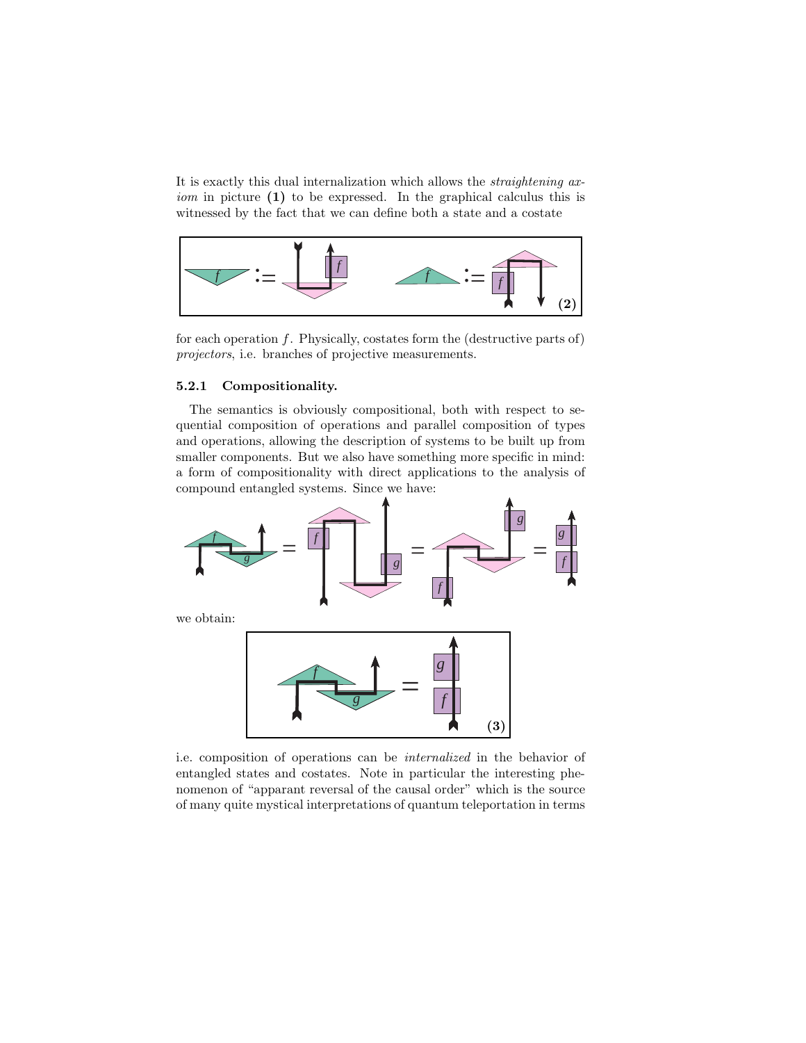It is exactly this dual internalization which allows the *straightening axiom* in picture **(1)** to be expressed. In the graphical calculus this is witnessed by the fact that we can define both a state and a costate

**(2)**

for each operation $f$. Physically, costates form the (destructive parts of) *projectors*, i.e. branches of projective measurements.

#### 5.2.1 Compositionality.

The semantics is obviously compositional, both with respect to sequential composition of operations and parallel composition of types and operations, allowing the description of systems to be built up from smaller components. But we also have something more specific in mind: a form of compositionality with direct applications to the analysis of compound entangled systems. Since we have:

we obtain:

**(3)**

i.e. composition of operations can be *internalized* in the behavior of entangled states and costates. Note in particular the interesting phenomenon of "apparant reversal of the causal order" which is the source of many quite mystical interpretations of quantum teleportation in terms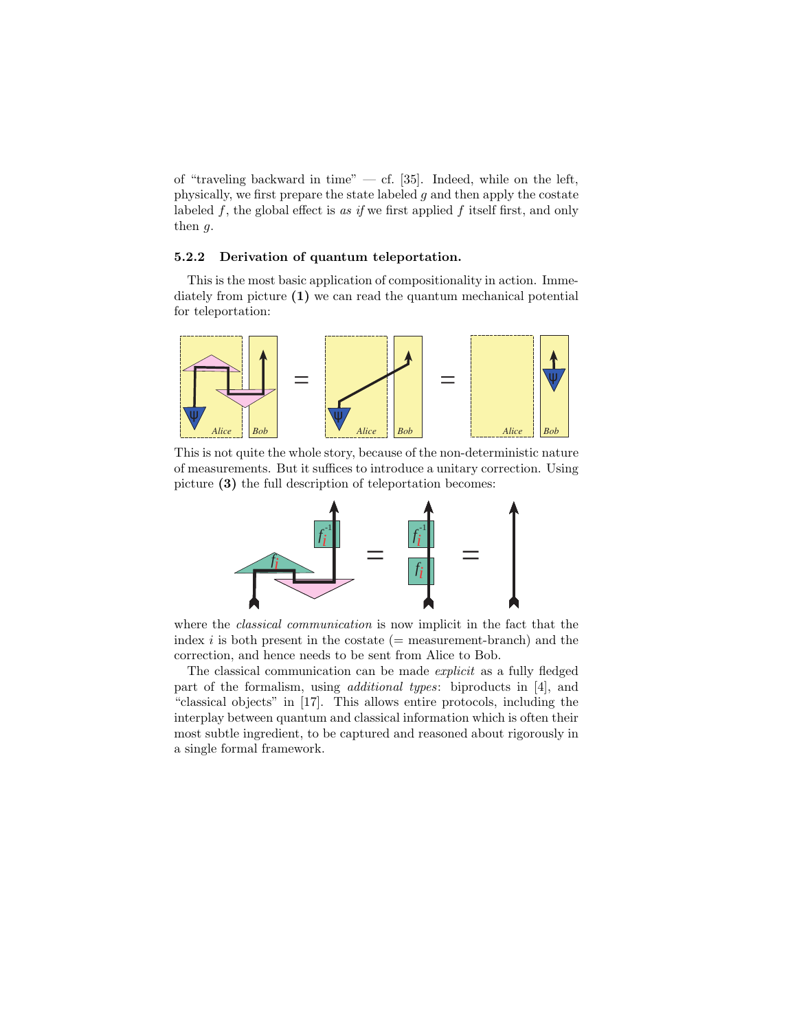of "traveling backward in time" — cf. [35]. Indeed, while on the left, physically, we first prepare the state labeled $g$ and then apply the costate labeled $f$, the global effect is *as if* we first applied $f$ itself first, and only then $g$.

### 5.2.2 Derivation of quantum teleportation.

This is the most basic application of compositionality in action. Immediately from picture **(1)** we can read the quantum mechanical potential for teleportation:

This is not quite the whole story, because of the non-deterministic nature of measurements. But it suffices to introduce a unitary correction. Using picture **(3)** the full description of teleportation becomes:

where the *classical communication* is now implicit in the fact that the index $i$ is both present in the costate (= measurement-branch) and the correction, and hence needs to be sent from Alice to Bob.

The classical communication can be made *explicit* as a fully fledged part of the formalism, using *additional types*: biproducts in [4], and "classical objects" in [17]. This allows entire protocols, including the interplay between quantum and classical information which is often their most subtle ingredient, to be captured and reasoned about rigorously in a single formal framework.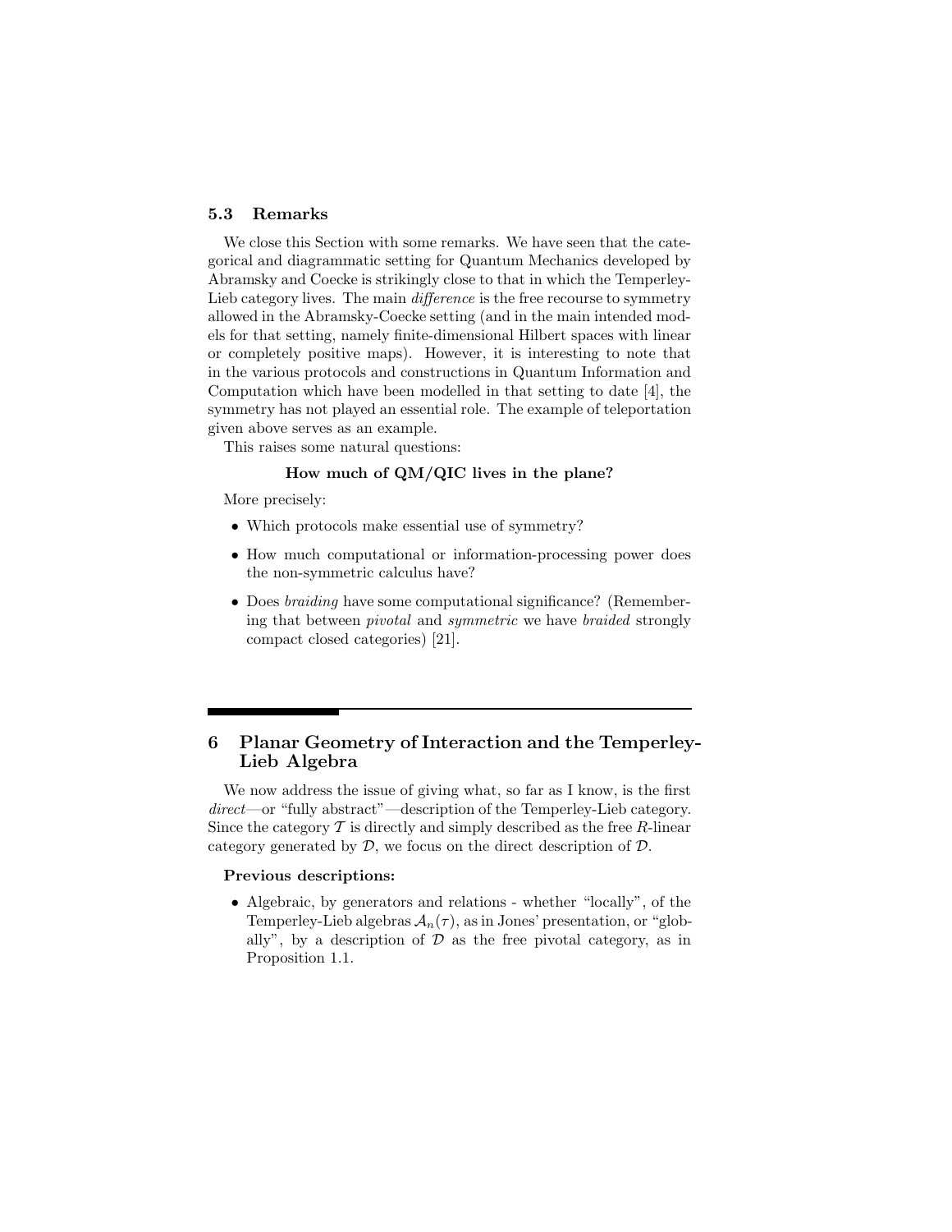### 5.3 Remarks

We close this Section with some remarks. We have seen that the categorical and diagrammatic setting for Quantum Mechanics developed by Abramsky and Coecke is strikingly close to that in which the Temperley-Lieb category lives. The main *difference* is the free recourse to symmetry allowed in the Abramsky-Coecke setting (and in the main intended models for that setting, namely finite-dimensional Hilbert spaces with linear or completely positive maps). However, it is interesting to note that in the various protocols and constructions in Quantum Information and Computation which have been modelled in that setting to date [4], the symmetry has not played an essential role. The example of teleportation given above serves as an example.

This raises some natural questions:

**How much of QM/QIC lives in the plane?**

More precisely:

- Which protocols make essential use of symmetry?
- How much computational or information-processing power does the non-symmetric calculus have?
- Does *braiding* have some computational significance? (Remembering that between *pivotal* and *symmetric* we have *braided* strongly compact closed categories) [21].

## 6 Planar Geometry of Interaction and the Temperley-Lieb Algebra

We now address the issue of giving what, so far as I know, is the first *direct*—or "fully abstract"—description of the Temperley-Lieb category. Since the category $\mathcal{T}$ is directly and simply described as the free $R$-linear category generated by $\mathcal{D}$, we focus on the direct description of $\mathcal{D}$.

**Previous descriptions:**

- Algebraic, by generators and relations - whether "locally", of the Temperley-Lieb algebras $\mathcal{A}_n(\tau)$, as in Jones' presentation, or "globally", by a description of $\mathcal{D}$ as the free pivotal category, as in Proposition 1.1.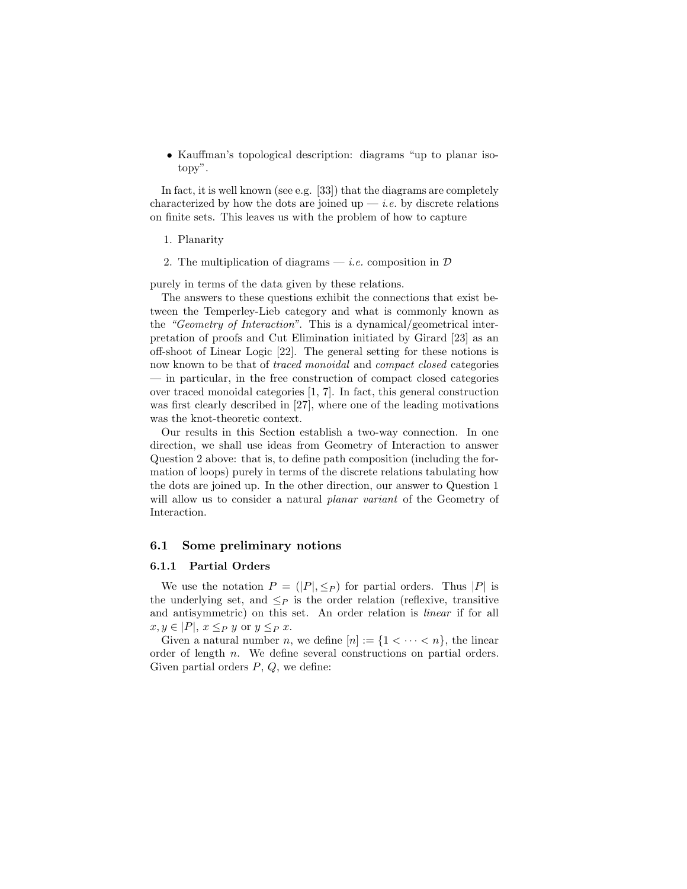- Kauffman's topological description: diagrams "up to planar isotopy".

In fact, it is well known (see e.g. [33]) that the diagrams are completely characterized by how the dots are joined up — *i.e.* by discrete relations on finite sets. This leaves us with the problem of how to capture

1. Planarity
2. The multiplication of diagrams — *i.e.* composition in $\mathcal{D}$

purely in terms of the data given by these relations.

The answers to these questions exhibit the connections that exist between the Temperley-Lieb category and what is commonly known as the *"Geometry of Interaction"*. This is a dynamical/geometrical interpretation of proofs and Cut Elimination initiated by Girard [23] as an off-shoot of Linear Logic [22]. The general setting for these notions is now known to be that of *traced monoidal* and *compact closed* categories — in particular, in the free construction of compact closed categories over traced monoidal categories [1, 7]. In fact, this general construction was first clearly described in [27], where one of the leading motivations was the knot-theoretic context.

Our results in this Section establish a two-way connection. In one direction, we shall use ideas from Geometry of Interaction to answer Question 2 above: that is, to define path composition (including the formation of loops) purely in terms of the discrete relations tabulating how the dots are joined up. In the other direction, our answer to Question 1 will allow us to consider a natural *planar variant* of the Geometry of Interaction.

## 6.1 Some preliminary notions

### 6.1.1 Partial Orders

We use the notation $P = (|P|, \leq_P)$ for partial orders. Thus $|P|$ is the underlying set, and $\leq_P$ is the order relation (reflexive, transitive and antisymmetric) on this set. An order relation is *linear* if for all $x, y \in |P|$, $x \leq_P y$ or $y \leq_P x$.

Given a natural number $n$, we define $[n] := \{1 < \cdots < n\}$, the linear order of length $n$. We define several constructions on partial orders. Given partial orders $P$, $Q$, we define: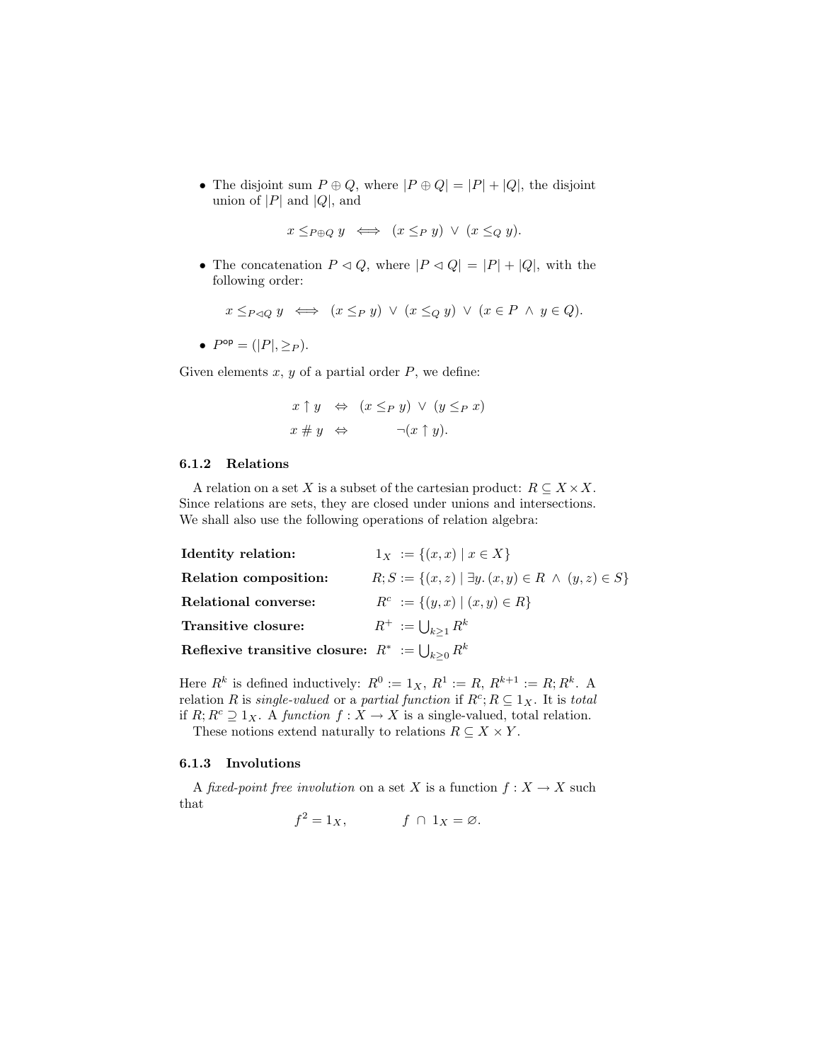- The disjoint sum $P \oplus Q$, where $|P \oplus Q| = |P| + |Q|$, the disjoint union of $|P|$ and $|Q|$, and

$$x \leq_{P \oplus Q} y \iff (x \leq_P y) \lor (x \leq_Q y).$$

- The concatenation $P \lhd Q$, where $|P \lhd Q| = |P| + |Q|$, with the following order:

$$x \leq_{P \lhd Q} y \iff (x \leq_P y) \lor (x \leq_Q y) \lor (x \in P \land y \in Q).$$

- $P^{\mathsf{op}} = (|P|, \geq_P)$.

Given elements $x$, $y$ of a partial order $P$, we define:

$$\begin{aligned} x \uparrow y \quad &\Leftrightarrow \quad (x \leq_P y) \lor (y \leq_P x) \\ x \# y \quad &\Leftrightarrow \quad \neg(x \uparrow y). \end{aligned}$$

### 6.1.2 Relations

A relation on a set $X$ is a subset of the cartesian product: $R \subseteq X \times X$. Since relations are sets, they are closed under unions and intersections. We shall also use the following operations of relation algebra:

**Identity relation:** $1_X := \{(x, x) \mid x \in X\}$

**Relation composition:** $R; S := \{(x, z) \mid \exists y. (x, y) \in R \land (y, z) \in S\}$

**Relational converse:** $R^c := \{(y, x) \mid (x, y) \in R\}$

**Transitive closure:** $R^+ := \bigcup_{k \geq 1} R^k$

**Reflexive transitive closure:** $R^* := \bigcup_{k \geq 0} R^k$

Here $R^k$ is defined inductively: $R^0 := 1_X$, $R^1 := R$, $R^{k+1} := R; R^k$. A relation $R$ is *single-valued* or a *partial function* if $R^c; R \subseteq 1_X$. It is *total* if $R; R^c \supseteq 1_X$. A *function* $f : X \to X$ is a single-valued, total relation.

These notions extend naturally to relations $R \subseteq X \times Y$.

### 6.1.3 Involutions

A *fixed-point free involution* on a set $X$ is a function $f : X \to X$ such that

$$f^2 = 1_X, \qquad f \cap 1_X = \varnothing.$$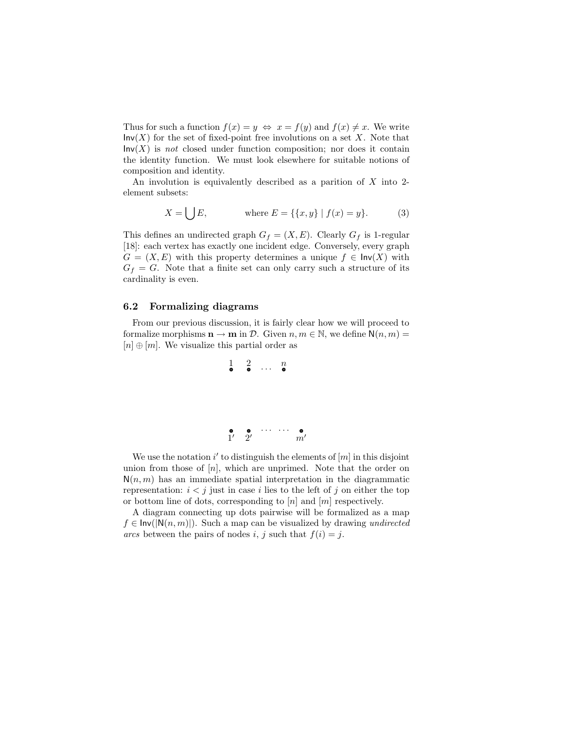Thus for such a function $f(x) = y \Leftrightarrow x = f(y)$ and $f(x) \neq x$. We write $\mathsf{Inv}(X)$ for the set of fixed-point free involutions on a set $X$. Note that $\mathsf{Inv}(X)$ is *not* closed under function composition; nor does it contain the identity function. We must look elsewhere for suitable notions of composition and identity.

An involution is equivalently described as a parition of $X$ into 2-element subsets:

$$X = \bigcup E, \qquad \text{where } E = \{\{x, y\} \mid f(x) = y\}. \tag{3}$$

This defines an undirected graph $G_f = (X, E)$. Clearly $G_f$ is 1-regular [18]: each vertex has exactly one incident edge. Conversely, every graph $G = (X, E)$ with this property determines a unique $f \in \mathsf{Inv}(X)$ with $G_f = G$. Note that a finite set can only carry such a structure of its cardinality is even.

### 6.2 Formalizing diagrams

From our previous discussion, it is fairly clear how we will proceed to formalize morphisms $\mathbf{n} \to \mathbf{m}$ in $\mathcal{D}$. Given $n, m \in \mathbb{N}$, we define $\mathsf{N}(n, m) = [n] \oplus [m]$. We visualize this partial order as

$$\begin{array}{cccc} 1 & 2 & \cdots & n \\ \bullet & \bullet & & \bullet \\ \\ \\ \bullet & \bullet & \cdots\ \cdots & \bullet \\ 1' & 2' & & m' \end{array}$$

We use the notation $i'$ to distinguish the elements of $[m]$ in this disjoint union from those of $[n]$, which are unprimed. Note that the order on $\mathsf{N}(n, m)$ has an immediate spatial interpretation in the diagrammatic representation: $i < j$ just in case $i$ lies to the left of $j$ on either the top or bottom line of dots, corresponding to $[n]$ and $[m]$ respectively.

A diagram connecting up dots pairwise will be formalized as a map $f \in \mathsf{Inv}(|\mathsf{N}(n, m)|)$. Such a map can be visualized by drawing *undirected arcs* between the pairs of nodes $i$, $j$ such that $f(i) = j$.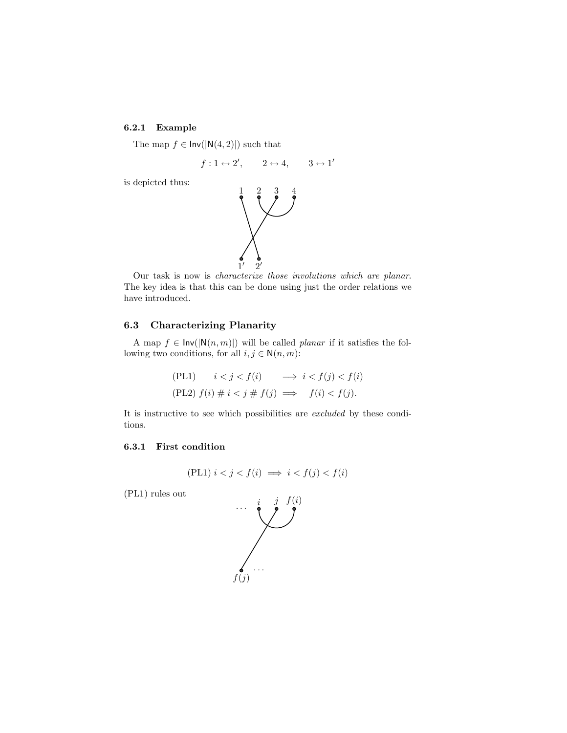#### 6.2.1 Example

The map $f \in \mathsf{Inv}(|\mathsf{N}(4,2)|)$ such that

$$f : 1 \leftrightarrow 2', \qquad 2 \leftrightarrow 4, \qquad 3 \leftrightarrow 1'$$

is depicted thus:

Our task is now is *characterize those involutions which are planar*. The key idea is that this can be done using just the order relations we have introduced.

### 6.3 Characterizing Planarity

A map $f \in \mathsf{Inv}(|\mathsf{N}(n,m)|)$ will be called *planar* if it satisfies the following two conditions, for all $i, j \in \mathsf{N}(n,m)$:

$$\text{(PL1)} \qquad i < j < f(i) \qquad \Longrightarrow \; i < f(j) < f(i)$$

$$\text{(PL2)} \; f(i) \# i < j \# f(j) \; \Longrightarrow \quad f(i) < f(j).$$

It is instructive to see which possibilities are *excluded* by these conditions.

#### 6.3.1 First condition

$$\text{(PL1)} \; i < j < f(i) \implies i < f(j) < f(i)$$

(PL1) rules out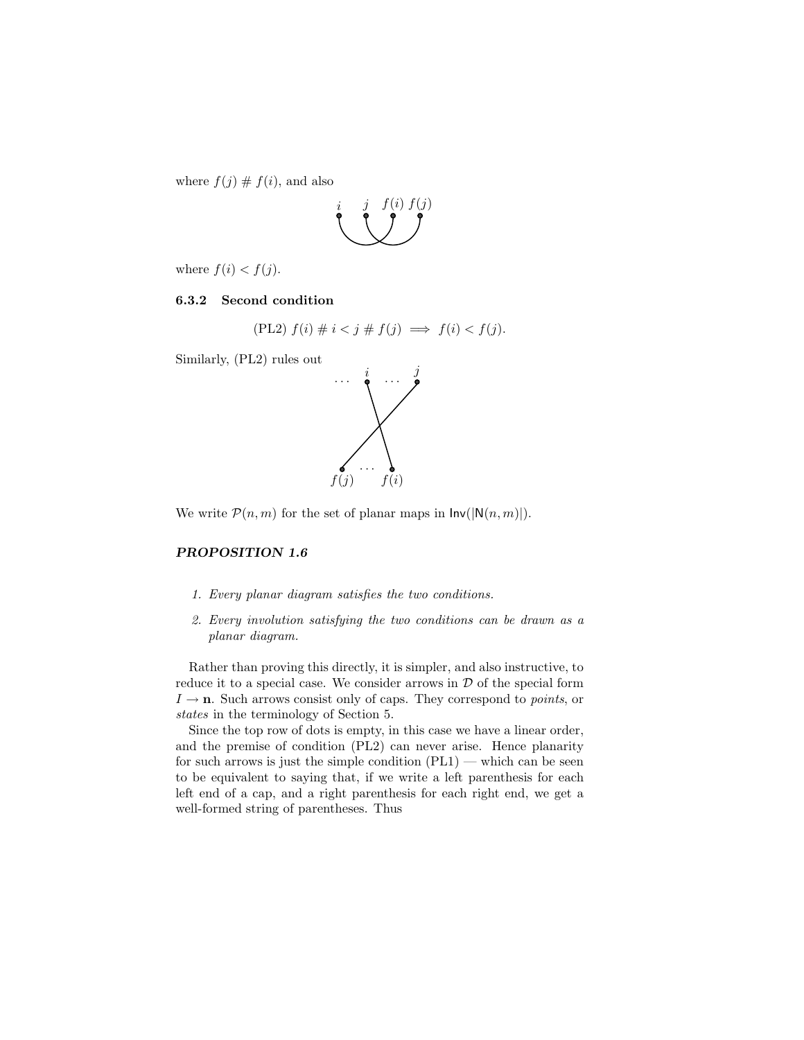where $f(j) \# f(i)$, and also

where $f(i) < f(j)$.

### 6.3.2 Second condition

$$\text{(PL2) } f(i) \# i < j \# f(j) \implies f(i) < f(j).$$

Similarly, (PL2) rules out

We write $\mathcal{P}(n,m)$ for the set of planar maps in $\mathsf{Inv}(|\mathsf{N}(n,m)|)$.

#### *PROPOSITION 1.6*

1. *Every planar diagram satisfies the two conditions.*
2. *Every involution satisfying the two conditions can be drawn as a planar diagram.*

Rather than proving this directly, it is simpler, and also instructive, to reduce it to a special case. We consider arrows in $\mathcal{D}$ of the special form $I \to \mathbf{n}$. Such arrows consist only of caps. They correspond to *points*, or *states* in the terminology of Section 5.

Since the top row of dots is empty, in this case we have a linear order, and the premise of condition (PL2) can never arise. Hence planarity for such arrows is just the simple condition (PL1) — which can be seen to be equivalent to saying that, if we write a left parenthesis for each left end of a cap, and a right parenthesis for each right end, we get a well-formed string of parentheses. Thus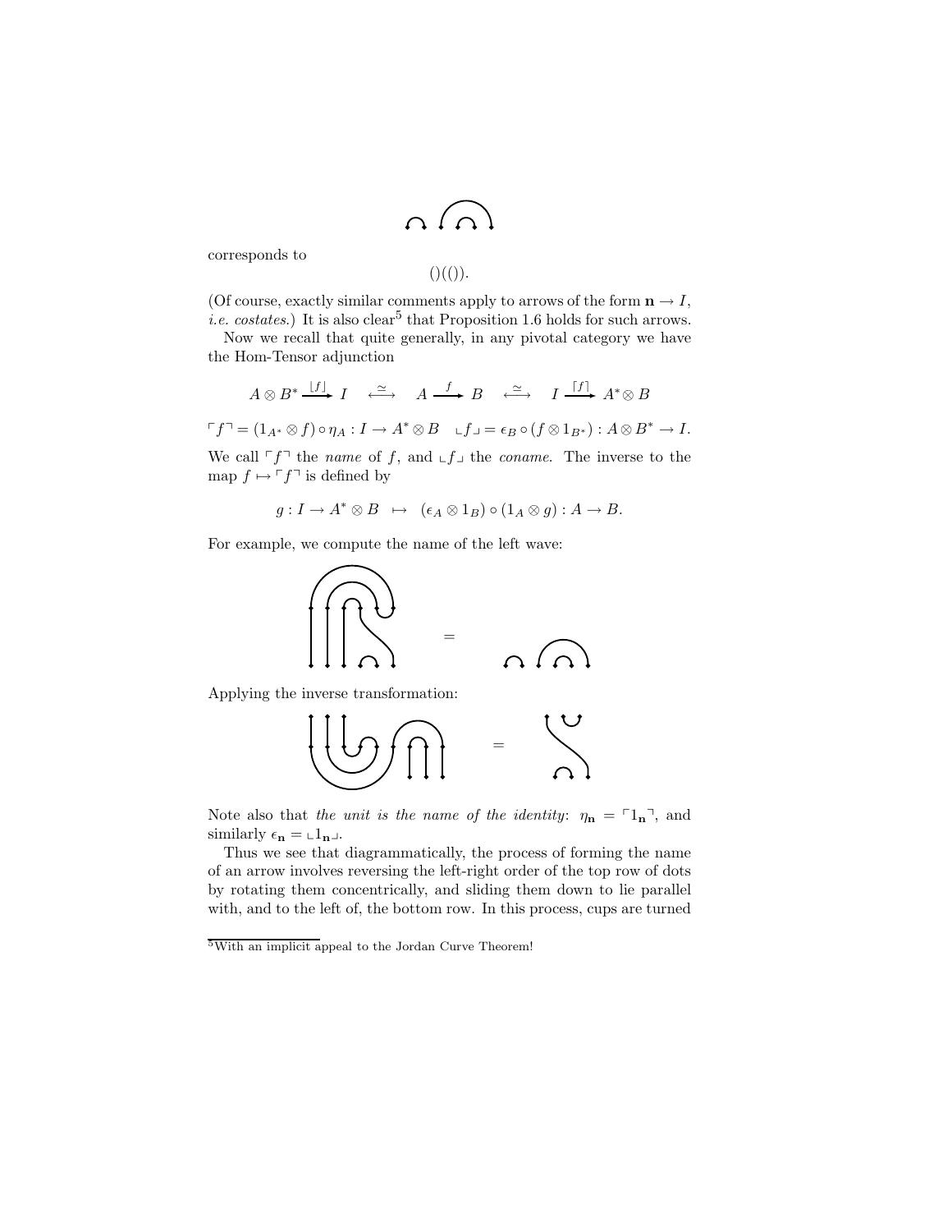corresponds to

$$()(()).$$

(Of course, exactly similar comments apply to arrows of the form $\mathbf{n} \rightarrow I$, *i.e. costates*.) It is also clear[5] that Proposition 1.6 holds for such arrows.

Now we recall that quite generally, in any pivotal category we have the Hom-Tensor adjunction

$$A \otimes B^* \xrightarrow{\lfloor f \rfloor} I \quad \stackrel{\simeq}{\longleftrightarrow} \quad A \xrightarrow{f} B \quad \stackrel{\simeq}{\longleftrightarrow} \quad I \xrightarrow{\lceil f \rceil} A^* \otimes B$$

$$\ulcorner f \urcorner = (1_{A^*} \otimes f) \circ \eta_A : I \rightarrow A^* \otimes B \quad \llcorner f \lrcorner = \epsilon_B \circ (f \otimes 1_{B^*}) : A \otimes B^* \rightarrow I.$$

We call $\ulcorner f \urcorner$ the *name* of $f$, and $\llcorner f \lrcorner$ the *coname*. The inverse to the map $f \mapsto \ulcorner f \urcorner$ is defined by

$$g : I \rightarrow A^* \otimes B \quad \mapsto \quad (\epsilon_A \otimes 1_B) \circ (1_A \otimes g) : A \rightarrow B.$$

For example, we compute the name of the left wave:

Applying the inverse transformation:

Note also that *the unit is the name of the identity*: $\eta_{\mathbf{n}} = \ulcorner 1_{\mathbf{n}} \urcorner$, and similarly $\epsilon_{\mathbf{n}} = \llcorner 1_{\mathbf{n}} \lrcorner$.

Thus we see that diagrammatically, the process of forming the name of an arrow involves reversing the left-right order of the top row of dots by rotating them concentrically, and sliding them down to lie parallel with, and to the left of, the bottom row. In this process, cups are turned

[5] With an implicit appeal to the Jordan Curve Theorem!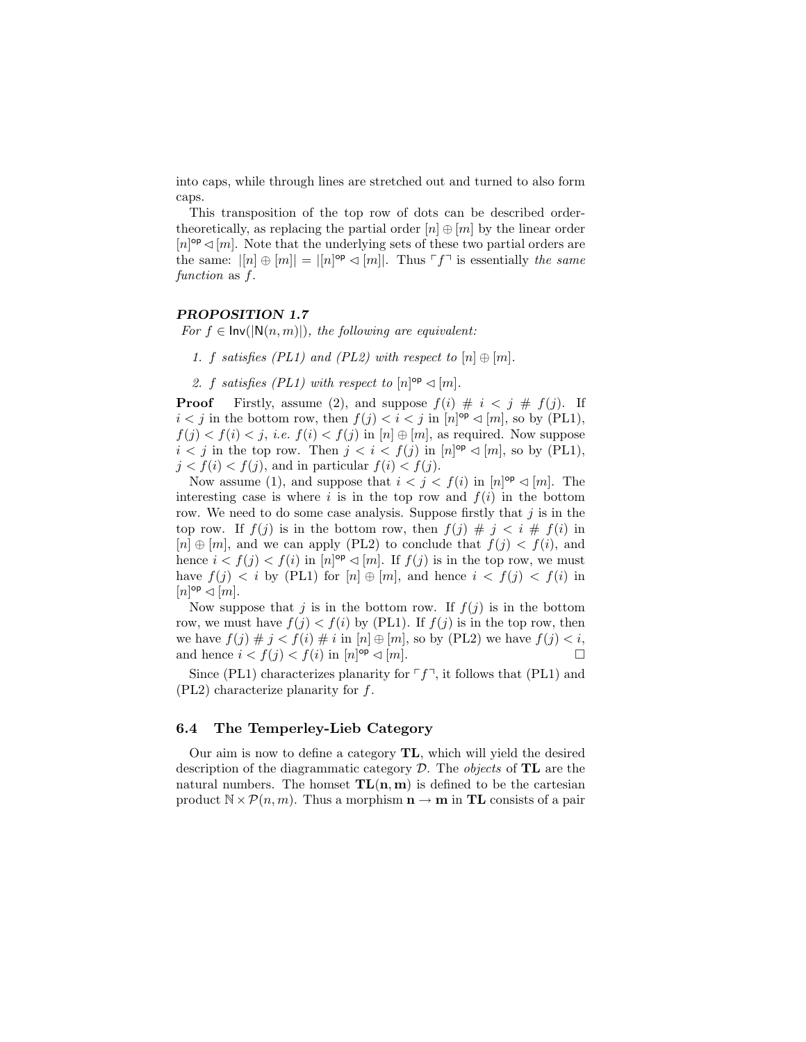into caps, while through lines are stretched out and turned to also form caps.

This transposition of the top row of dots can be described order-theoretically, as replacing the partial order $[n] \oplus [m]$ by the linear order $[n]^{\mathsf{op}} \lhd [m]$. Note that the underlying sets of these two partial orders are the same: $|[n] \oplus [m]| = |[n]^{\mathsf{op}} \lhd [m]|$. Thus $\ulcorner f \urcorner$ is essentially *the same function* as $f$.

***PROPOSITION 1.7***
*For $f \in \mathsf{Inv}(|\mathsf{N}(n,m)|)$, the following are equivalent:*

1. *$f$ satisfies (PL1) and (PL2) with respect to $[n] \oplus [m]$.*
2. *$f$ satisfies (PL1) with respect to $[n]^{\mathsf{op}} \lhd [m]$.*

**Proof** Firstly, assume (2), and suppose $f(i) \,\#\, i < j \,\#\, f(j)$. If $i < j$ in the bottom row, then $f(j) < i < j$ in $[n]^{\mathsf{op}} \lhd [m]$, so by (PL1), $f(j) < f(i) < j$, *i.e.* $f(i) < f(j)$ in $[n] \oplus [m]$, as required. Now suppose $i < j$ in the top row. Then $j < i < f(j)$ in $[n]^{\mathsf{op}} \lhd [m]$, so by (PL1), $j < f(i) < f(j)$, and in particular $f(i) < f(j)$.

Now assume (1), and suppose that $i < j < f(i)$ in $[n]^{\mathsf{op}} \lhd [m]$. The interesting case is where $i$ is in the top row and $f(i)$ in the bottom row. We need to do some case analysis. Suppose firstly that $j$ is in the top row. If $f(j)$ is in the bottom row, then $f(j) \,\#\, j < i \,\#\, f(i)$ in $[n] \oplus [m]$, and we can apply (PL2) to conclude that $f(j) < f(i)$, and hence $i < f(j) < f(i)$ in $[n]^{\mathsf{op}} \lhd [m]$. If $f(j)$ is in the top row, we must have $f(j) < i$ by (PL1) for $[n] \oplus [m]$, and hence $i < f(j) < f(i)$ in $[n]^{\mathsf{op}} \lhd [m]$.

Now suppose that $j$ is in the bottom row. If $f(j)$ is in the bottom row, we must have $f(j) < f(i)$ by (PL1). If $f(j)$ is in the top row, then we have $f(j) \,\#\, j < f(i) \,\#\, i$ in $[n] \oplus [m]$, so by (PL2) we have $f(j) < i$, and hence $i < f(j) < f(i)$ in $[n]^{\mathsf{op}} \lhd [m]$. □

Since (PL1) characterizes planarity for $\ulcorner f \urcorner$, it follows that (PL1) and (PL2) characterize planarity for $f$.

### 6.4 The Temperley-Lieb Category

Our aim is now to define a category $\mathbf{TL}$, which will yield the desired description of the diagrammatic category $\mathcal{D}$. The *objects* of $\mathbf{TL}$ are the natural numbers. The homset $\mathbf{TL}(\mathbf{n}, \mathbf{m})$ is defined to be the cartesian product $\mathbb{N} \times \mathcal{P}(n, m)$. Thus a morphism $\mathbf{n} \to \mathbf{m}$ in $\mathbf{TL}$ consists of a pair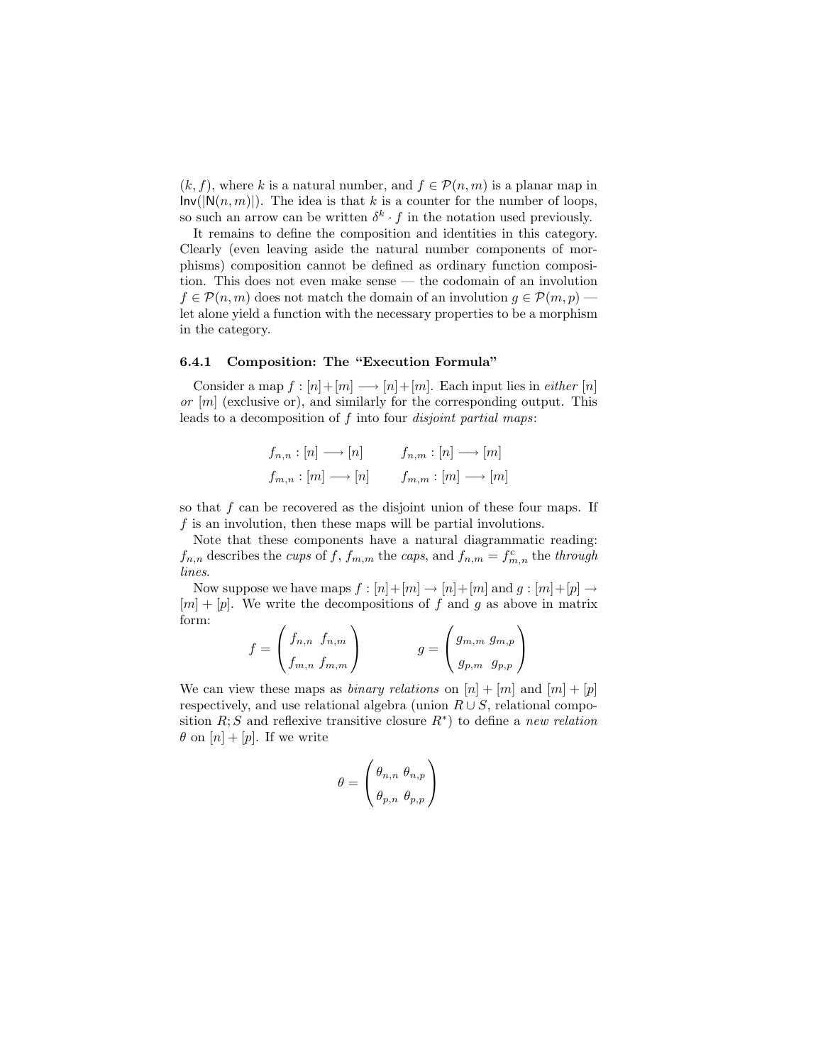$(k, f)$, where $k$ is a natural number, and $f \in \mathcal{P}(n, m)$ is a planar map in $\mathsf{Inv}(|\mathsf{N}(n, m)|)$. The idea is that $k$ is a counter for the number of loops, so such an arrow can be written $\delta^k \cdot f$ in the notation used previously.

It remains to define the composition and identities in this category. Clearly (even leaving aside the natural number components of morphisms) composition cannot be defined as ordinary function composition. This does not even make sense — the codomain of an involution $f \in \mathcal{P}(n, m)$ does not match the domain of an involution $g \in \mathcal{P}(m, p)$ — let alone yield a function with the necessary properties to be a morphism in the category.

### 6.4.1 Composition: The "Execution Formula"

Consider a map $f : [n]+[m] \longrightarrow [n]+[m]$. Each input lies in *either* $[n]$ *or* $[m]$ (exclusive or), and similarly for the corresponding output. This leads to a decomposition of $f$ into four *disjoint partial maps*:

$$
\begin{array}{ll}
f_{n,n} : [n] \longrightarrow [n] & \qquad f_{n,m} : [n] \longrightarrow [m] \\
f_{m,n} : [m] \longrightarrow [n] & \qquad f_{m,m} : [m] \longrightarrow [m]
\end{array}
$$

so that $f$ can be recovered as the disjoint union of these four maps. If $f$ is an involution, then these maps will be partial involutions.

Note that these components have a natural diagrammatic reading: $f_{n,n}$ describes the *cups* of $f$, $f_{m,m}$ the *caps*, and $f_{n,m} = f^c_{m,n}$ the *through lines*.

Now suppose we have maps $f : [n]+[m] \rightarrow [n]+[m]$ and $g : [m]+[p] \rightarrow [m] + [p]$. We write the decompositions of $f$ and $g$ as above in matrix form:

$$
f = \begin{pmatrix} f_{n,n} & f_{n,m} \\ f_{m,n} & f_{m,m} \end{pmatrix} \qquad\qquad g = \begin{pmatrix} g_{m,m} & g_{m,p} \\ g_{p,m} & g_{p,p} \end{pmatrix}
$$

We can view these maps as *binary relations* on $[n] + [m]$ and $[m] + [p]$ respectively, and use relational algebra (union $R \cup S$, relational composition $R; S$ and reflexive transitive closure $R^*$) to define a *new relation* $\theta$ on $[n] + [p]$. If we write

$$
\theta = \begin{pmatrix} \theta_{n,n} & \theta_{n,p} \\ \theta_{p,n} & \theta_{p,p} \end{pmatrix}
$$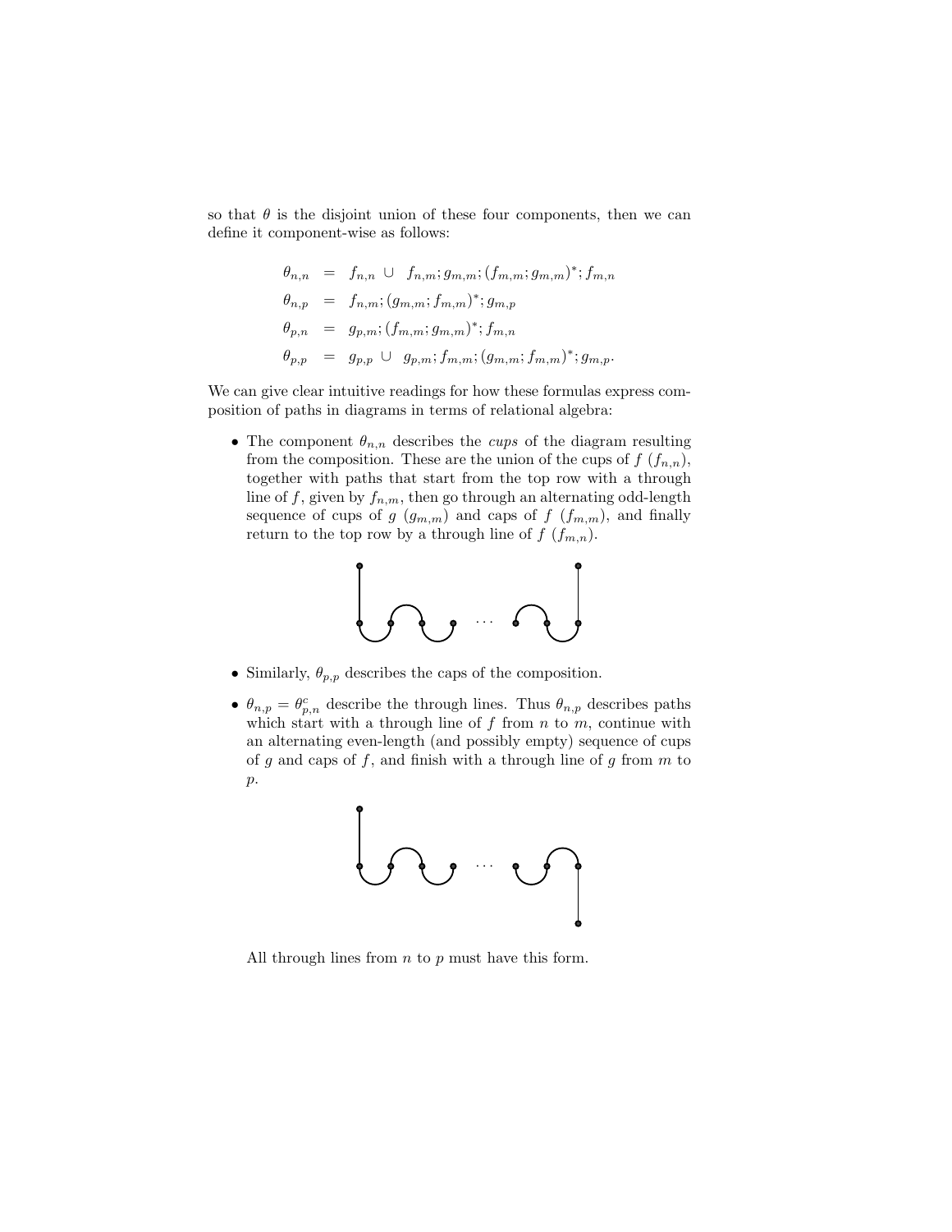so that $\theta$ is the disjoint union of these four components, then we can define it component-wise as follows:

$$
\begin{aligned}
\theta_{n,n} &= f_{n,n} \cup f_{n,m}; g_{m,m}; (f_{m,m}; g_{m,m})^*; f_{m,n} \\
\theta_{n,p} &= f_{n,m}; (g_{m,m}; f_{m,m})^*; g_{m,p} \\
\theta_{p,n} &= g_{p,m}; (f_{m,m}; g_{m,m})^*; f_{m,n} \\
\theta_{p,p} &= g_{p,p} \cup g_{p,m}; f_{m,m}; (g_{m,m}; f_{m,m})^*; g_{m,p}.
\end{aligned}
$$

We can give clear intuitive readings for how these formulas express composition of paths in diagrams in terms of relational algebra:

- The component $\theta_{n,n}$ describes the *cups* of the diagram resulting from the composition. These are the union of the cups of $f$ ($f_{n,n}$), together with paths that start from the top row with a through line of $f$, given by $f_{n,m}$, then go through an alternating odd-length sequence of cups of $g$ ($g_{m,m}$) and caps of $f$ ($f_{m,m}$), and finally return to the top row by a through line of $f$ ($f_{m,n}$).

- Similarly, $\theta_{p,p}$ describes the caps of the composition.

- $\theta_{n,p} = \theta_{p,n}^c$ describe the through lines. Thus $\theta_{n,p}$ describes paths which start with a through line of $f$ from $n$ to $m$, continue with an alternating even-length (and possibly empty) sequence of cups of $g$ and caps of $f$, and finish with a through line of $g$ from $m$ to $p$.

  All through lines from $n$ to $p$ must have this form.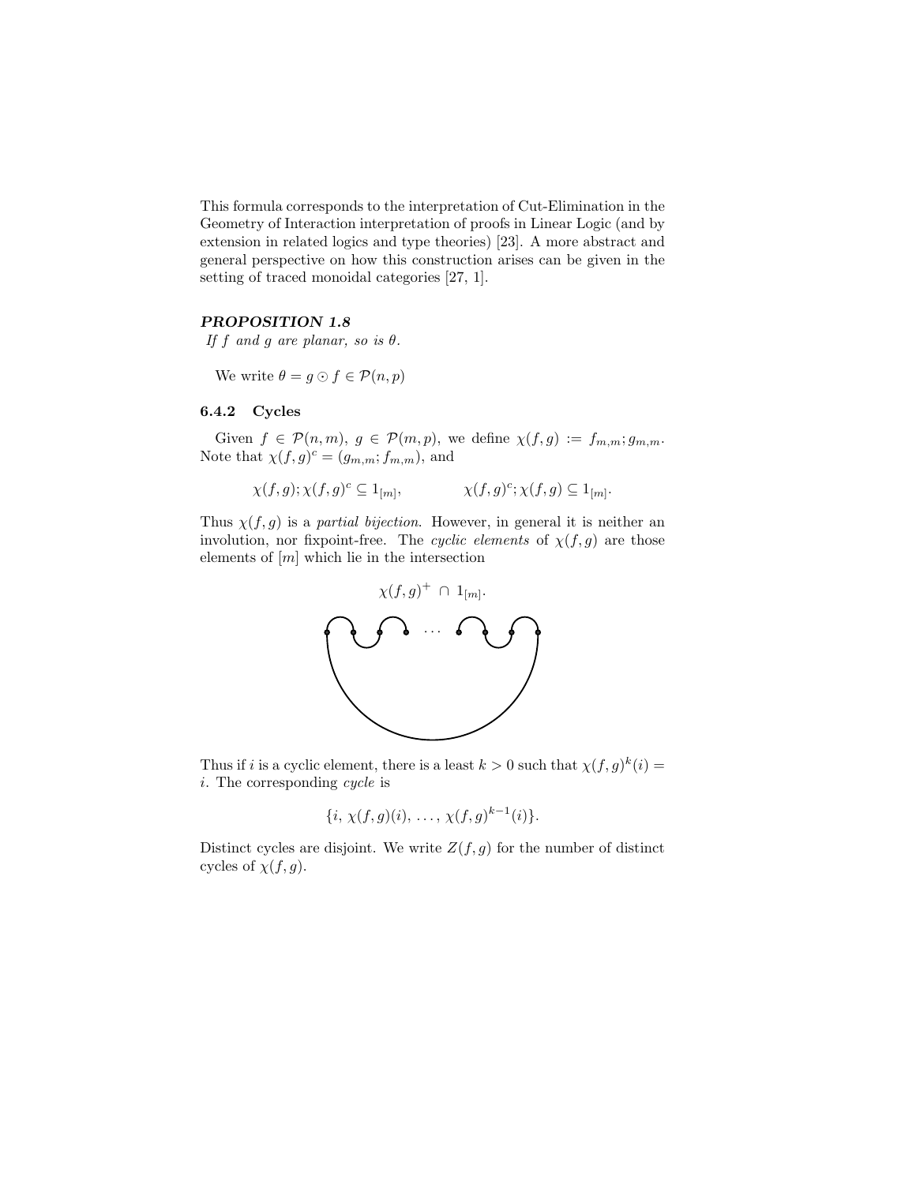This formula corresponds to the interpretation of Cut-Elimination in the Geometry of Interaction interpretation of proofs in Linear Logic (and by extension in related logics and type theories) [23]. A more abstract and general perspective on how this construction arises can be given in the setting of traced monoidal categories [27, 1].

***PROPOSITION 1.8***
*If $f$ and $g$ are planar, so is $\theta$.*

We write $\theta = g \odot f \in \mathcal{P}(n, p)$

### 6.4.2 Cycles

Given $f \in \mathcal{P}(n, m)$, $g \in \mathcal{P}(m, p)$, we define $\chi(f, g) := f_{m,m}; g_{m,m}$. Note that $\chi(f, g)^c = (g_{m,m}; f_{m,m})$, and

$$\chi(f, g); \chi(f, g)^c \subseteq 1_{[m]}, \qquad \chi(f, g)^c; \chi(f, g) \subseteq 1_{[m]}.$$

Thus $\chi(f, g)$ is a *partial bijection*. However, in general it is neither an involution, nor fixpoint-free. The *cyclic elements* of $\chi(f, g)$ are those elements of $[m]$ which lie in the intersection

$$\chi(f, g)^+ \cap 1_{[m]}.$$

Thus if $i$ is a cyclic element, there is a least $k > 0$ such that $\chi(f, g)^k(i) = i$. The corresponding *cycle* is

$$\{i, \chi(f, g)(i), \ldots, \chi(f, g)^{k-1}(i)\}.$$

Distinct cycles are disjoint. We write $Z(f, g)$ for the number of distinct cycles of $\chi(f, g)$.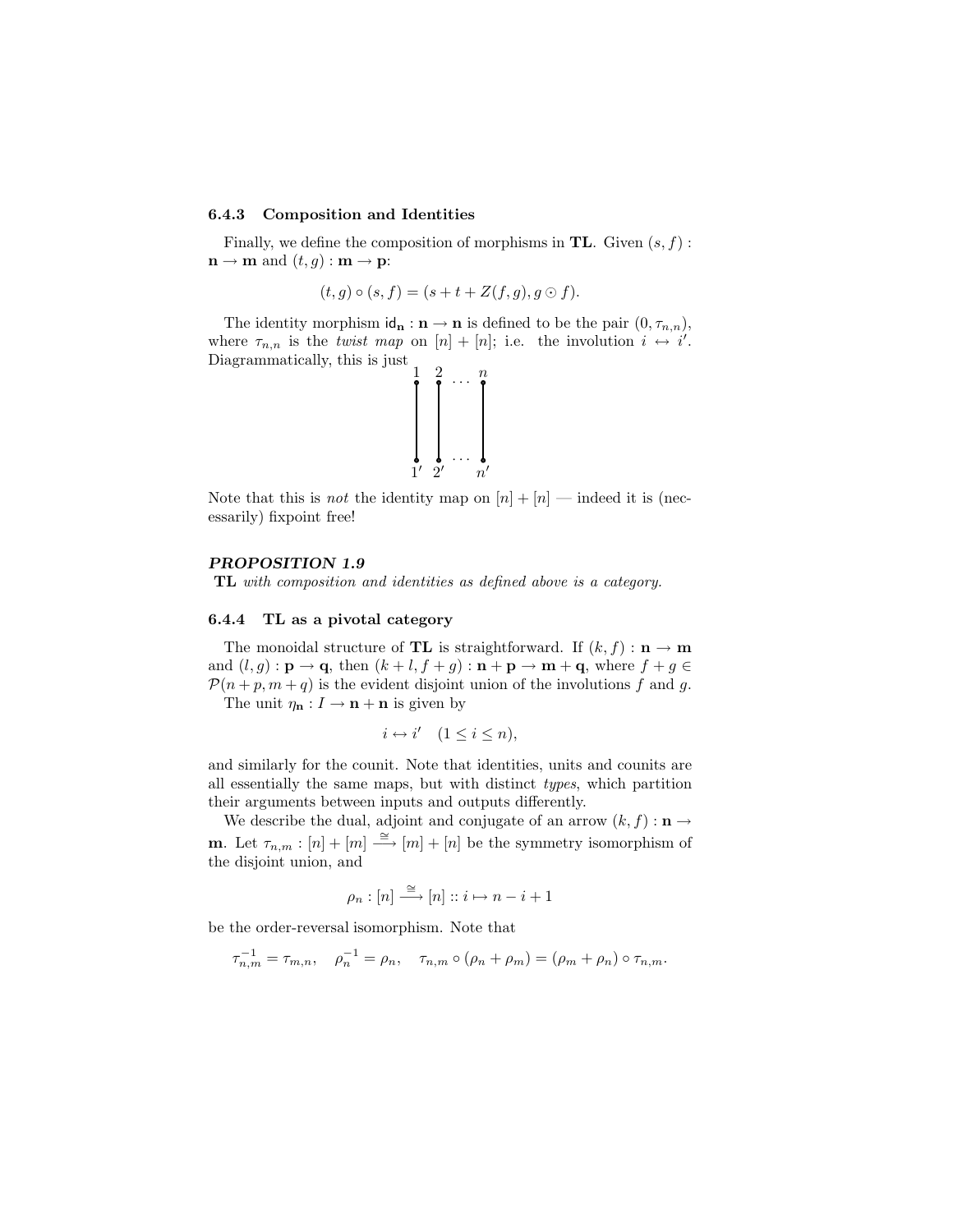### 6.4.3 Composition and Identities

Finally, we define the composition of morphisms in **TL**. Given $(s, f) : \mathbf{n} \to \mathbf{m}$ and $(t, g) : \mathbf{m} \to \mathbf{p}$:

$$(t, g) \circ (s, f) = (s + t + Z(f, g), g \odot f).$$

The identity morphism $\mathsf{id}_{\mathbf{n}} : \mathbf{n} \to \mathbf{n}$ is defined to be the pair $(0, \tau_{n,n})$, where $\tau_{n,n}$ is the *twist map* on $[n] + [n]$; i.e. the involution $i \leftrightarrow i'$. Diagrammatically, this is just

$$\begin{array}{cccc} 1 & 2 & \cdots & n \\ | & | & & | \\ 1' & 2' & \cdots & n' \end{array}$$

Note that this is *not* the identity map on $[n] + [n]$ — indeed it is (necessarily) fixpoint free!

***PROPOSITION 1.9***
**TL** *with composition and identities as defined above is a category.*

### 6.4.4 TL as a pivotal category

The monoidal structure of **TL** is straightforward. If $(k, f) : \mathbf{n} \to \mathbf{m}$ and $(l, g) : \mathbf{p} \to \mathbf{q}$, then $(k + l, f + g) : \mathbf{n} + \mathbf{p} \to \mathbf{m} + \mathbf{q}$, where $f + g \in \mathcal{P}(n + p, m + q)$ is the evident disjoint union of the involutions $f$ and $g$.

The unit $\eta_{\mathbf{n}} : I \to \mathbf{n} + \mathbf{n}$ is given by

$$i \leftrightarrow i' \quad (1 \leq i \leq n),$$

and similarly for the counit. Note that identities, units and counits are all essentially the same maps, but with distinct *types*, which partition their arguments between inputs and outputs differently.

We describe the dual, adjoint and conjugate of an arrow $(k, f) : \mathbf{n} \to \mathbf{m}$. Let $\tau_{n,m} : [n] + [m] \xrightarrow{\cong} [m] + [n]$ be the symmetry isomorphism of the disjoint union, and

$$\rho_n : [n] \xrightarrow{\cong} [n] :: i \mapsto n - i + 1$$

be the order-reversal isomorphism. Note that

$$\tau_{n,m}^{-1} = \tau_{m,n}, \quad \rho_n^{-1} = \rho_n, \quad \tau_{n,m} \circ (\rho_n + \rho_m) = (\rho_m + \rho_n) \circ \tau_{n,m}.$$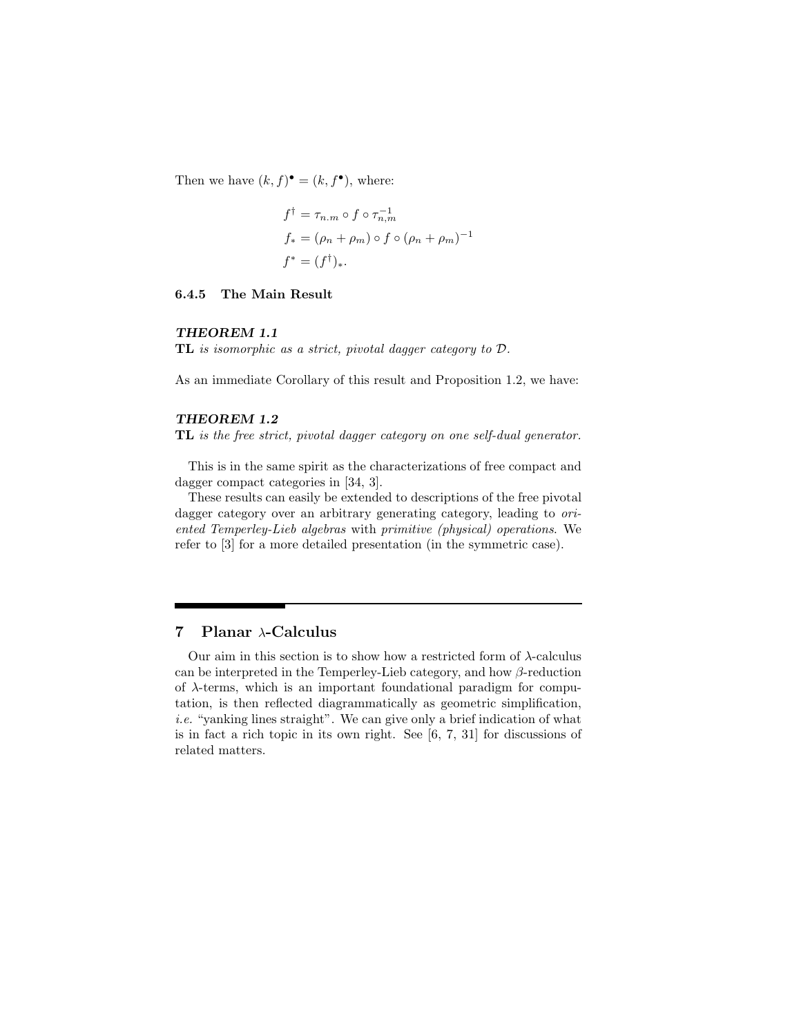Then we have $(k, f)^\bullet = (k, f^\bullet)$, where:

$$
\begin{aligned}
f^\dagger &= \tau_{n.m} \circ f \circ \tau_{n,m}^{-1} \\
f_* &= (\rho_n + \rho_m) \circ f \circ (\rho_n + \rho_m)^{-1} \\
f^* &= (f^\dagger)_*.
\end{aligned}
$$

#### 6.4.5 The Main Result

***THEOREM 1.1***
**TL** *is isomorphic as a strict, pivotal dagger category to* $\mathcal{D}$.

As an immediate Corollary of this result and Proposition 1.2, we have:

***THEOREM 1.2***
**TL** *is the free strict, pivotal dagger category on one self-dual generator.*

This is in the same spirit as the characterizations of free compact and dagger compact categories in [34, 3].

These results can easily be extended to descriptions of the free pivotal dagger category over an arbitrary generating category, leading to *oriented Temperley-Lieb algebras* with *primitive (physical) operations*. We refer to [3] for a more detailed presentation (in the symmetric case).

## 7 Planar $\lambda$-Calculus

Our aim in this section is to show how a restricted form of $\lambda$-calculus can be interpreted in the Temperley-Lieb category, and how $\beta$-reduction of $\lambda$-terms, which is an important foundational paradigm for computation, is then reflected diagrammatically as geometric simplification, *i.e.* "yanking lines straight". We can give only a brief indication of what is in fact a rich topic in its own right. See [6, 7, 31] for discussions of related matters.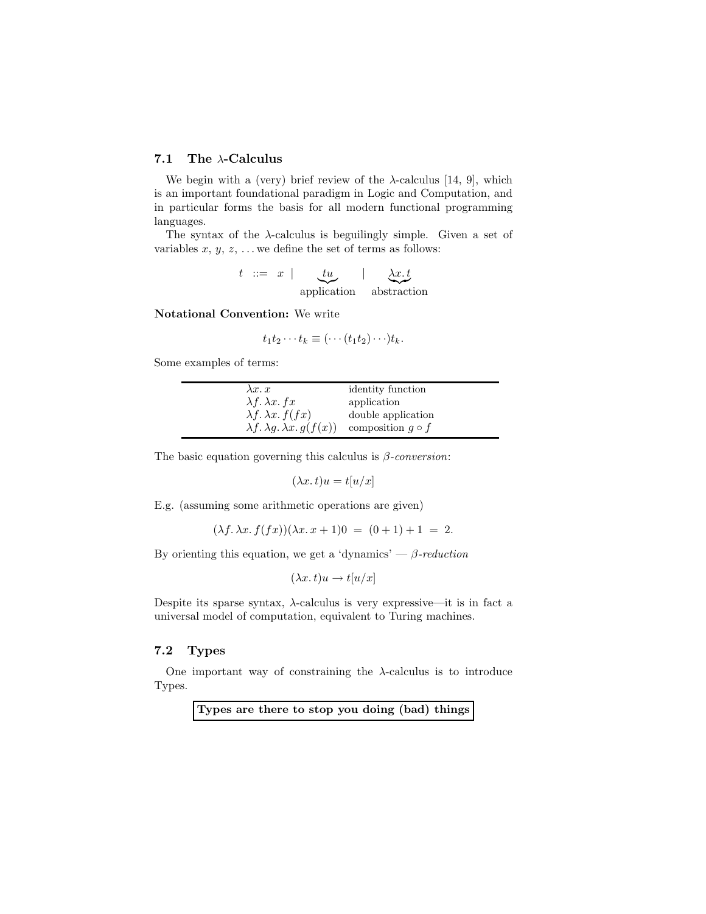### 7.1 The λ-Calculus

We begin with a (very) brief review of the λ-calculus [14, 9], which is an important foundational paradigm in Logic and Computation, and in particular forms the basis for all modern functional programming languages.

The syntax of the λ-calculus is beguilingly simple. Given a set of variables $x$, $y$, $z$, ... we define the set of terms as follows:

$$t \ ::= \ x \ | \ \underbrace{tu}_{\text{application}} \ | \ \underbrace{\lambda x.\, t}_{\text{abstraction}}$$

**Notational Convention:** We write

$$t_1 t_2 \cdots t_k \equiv (\cdots(t_1 t_2)\cdots)t_k.$$

Some examples of terms:

| | |
|---|---|
| $\lambda x.\, x$ | identity function |
| $\lambda f.\, \lambda x.\, fx$ | application |
| $\lambda f.\, \lambda x.\, f(fx)$ | double application |
| $\lambda f.\, \lambda g.\, \lambda x.\, g(f(x))$ | composition $g \circ f$ |

The basic equation governing this calculus is *β-conversion*:

$$(\lambda x.\, t)u = t[u/x]$$

E.g. (assuming some arithmetic operations are given)

$$(\lambda f.\, \lambda x.\, f(fx))(\lambda x.\, x+1)0 \ = \ (0+1)+1 \ = \ 2.$$

By orienting this equation, we get a 'dynamics' — *β-reduction*

$$(\lambda x.\, t)u \rightarrow t[u/x]$$

Despite its sparse syntax, λ-calculus is very expressive—it is in fact a universal model of computation, equivalent to Turing machines.

### 7.2 Types

One important way of constraining the λ-calculus is to introduce Types.

**Types are there to stop you doing (bad) things**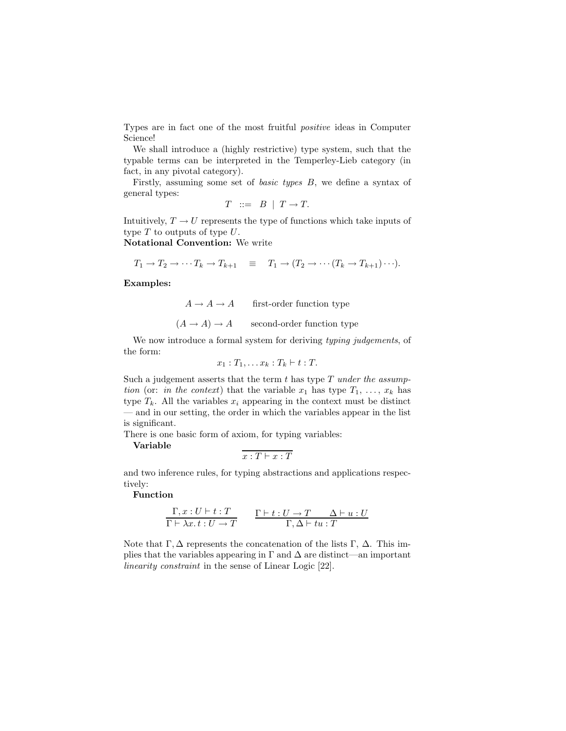Types are in fact one of the most fruitful *positive* ideas in Computer Science!

We shall introduce a (highly restrictive) type system, such that the typable terms can be interpreted in the Temperley-Lieb category (in fact, in any pivotal category).

Firstly, assuming some set of *basic types* $B$, we define a syntax of general types:

$$T \ ::= \ B \ | \ T \rightarrow T.$$

Intuitively, $T \rightarrow U$ represents the type of functions which take inputs of type $T$ to outputs of type $U$.

**Notational Convention:** We write

$$T_1 \rightarrow T_2 \rightarrow \cdots T_k \rightarrow T_{k+1} \quad \equiv \quad T_1 \rightarrow (T_2 \rightarrow \cdots (T_k \rightarrow T_{k+1}) \cdots).$$

**Examples:**

$$A \rightarrow A \rightarrow A \qquad \text{first-order function type}$$

$$(A \rightarrow A) \rightarrow A \qquad \text{second-order function type}$$

We now introduce a formal system for deriving *typing judgements*, of the form:

$$x_1 : T_1, \ldots x_k : T_k \vdash t : T.$$

Such a judgement asserts that the term $t$ has type $T$ *under the assumption* (or: *in the context*) that the variable $x_1$ has type $T_1$, $\ldots$, $x_k$ has type $T_k$. All the variables $x_i$ appearing in the context must be distinct — and in our setting, the order in which the variables appear in the list is significant.

There is one basic form of axiom, for typing variables:

**Variable**

$$\overline{x : T \vdash x : T}$$

and two inference rules, for typing abstractions and applications respectively:

**Function**

$$\frac{\Gamma, x : U \vdash t : T}{\Gamma \vdash \lambda x.\, t : U \rightarrow T} \qquad \frac{\Gamma \vdash t : U \rightarrow T \qquad \Delta \vdash u : U}{\Gamma, \Delta \vdash tu : T}$$

Note that $\Gamma, \Delta$ represents the concatenation of the lists $\Gamma$, $\Delta$. This implies that the variables appearing in $\Gamma$ and $\Delta$ are distinct—an important *linearity constraint* in the sense of Linear Logic [22].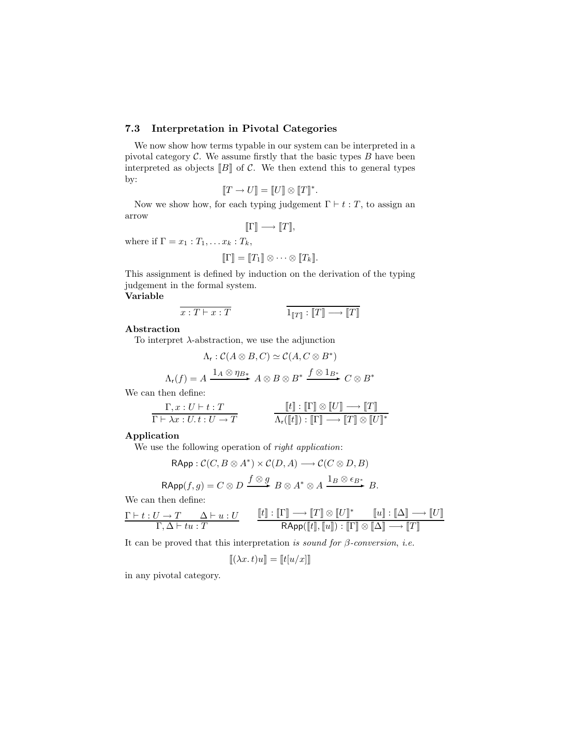### 7.3 Interpretation in Pivotal Categories

We now show how terms typable in our system can be interpreted in a pivotal category $\mathcal{C}$. We assume firstly that the basic types $B$ have been interpreted as objects $[\![B]\!]$ of $\mathcal{C}$. We then extend this to general types by:

$$[\![T \to U]\!] = [\![U]\!] \otimes [\![T]\!]^*.$$

Now we show how, for each typing judgement $\Gamma \vdash t : T$, to assign an arrow

$$[\![\Gamma]\!] \longrightarrow [\![T]\!],$$

where if $\Gamma = x_1 : T_1, \ldots x_k : T_k$,

$$[\![\Gamma]\!] = [\![T_1]\!] \otimes \cdots \otimes [\![T_k]\!].$$

This assignment is defined by induction on the derivation of the typing judgement in the formal system.

**Variable**

$$\frac{}{x : T \vdash x : T} \qquad\qquad \frac{}{1_{[\![T]\!]} : [\![T]\!] \longrightarrow [\![T]\!]}$$

**Abstraction**

To interpret $\lambda$-abstraction, we use the adjunction

$$\Lambda_{\mathsf{r}} : \mathcal{C}(A \otimes B, C) \simeq \mathcal{C}(A, C \otimes B^*)$$

$$\Lambda_{\mathsf{r}}(f) = A \xrightarrow{1_A \otimes \eta_{B*}} A \otimes B \otimes B^* \xrightarrow{f \otimes 1_{B^*}} C \otimes B^*$$

We can then define:

$$\frac{\Gamma, x : U \vdash t : T}{\Gamma \vdash \lambda x : U.\, t : U \to T} \qquad\qquad \frac{[\![t]\!] : [\![\Gamma]\!] \otimes [\![U]\!] \longrightarrow [\![T]\!]}{\Lambda_{\mathsf{r}}([\![t]\!]) : [\![\Gamma]\!] \longrightarrow [\![T]\!] \otimes [\![U]\!]^*}$$

**Application**

We use the following operation of *right application*:

$$\mathsf{RApp} : \mathcal{C}(C, B \otimes A^*) \times \mathcal{C}(D, A) \longrightarrow \mathcal{C}(C \otimes D, B)$$

$$\mathsf{RApp}(f, g) = C \otimes D \xrightarrow{f \otimes g} B \otimes A^* \otimes A \xrightarrow{1_B \otimes \epsilon_{B^*}} B.$$

We can then define:

$$\frac{\Gamma \vdash t : U \to T \qquad \Delta \vdash u : U}{\Gamma, \Delta \vdash tu : T} \qquad \frac{[\![t]\!] : [\![\Gamma]\!] \longrightarrow [\![T]\!] \otimes [\![U]\!]^* \qquad [\![u]\!] : [\![\Delta]\!] \longrightarrow [\![U]\!]}{\mathsf{RApp}([\![t]\!], [\![u]\!]) : [\![\Gamma]\!] \otimes [\![\Delta]\!] \longrightarrow [\![T]\!]}$$

It can be proved that this interpretation *is sound for $\beta$-conversion, i.e.*

$$[\![(\lambda x.\, t)u]\!] = [\![t[u/x]]\!]$$

in any pivotal category.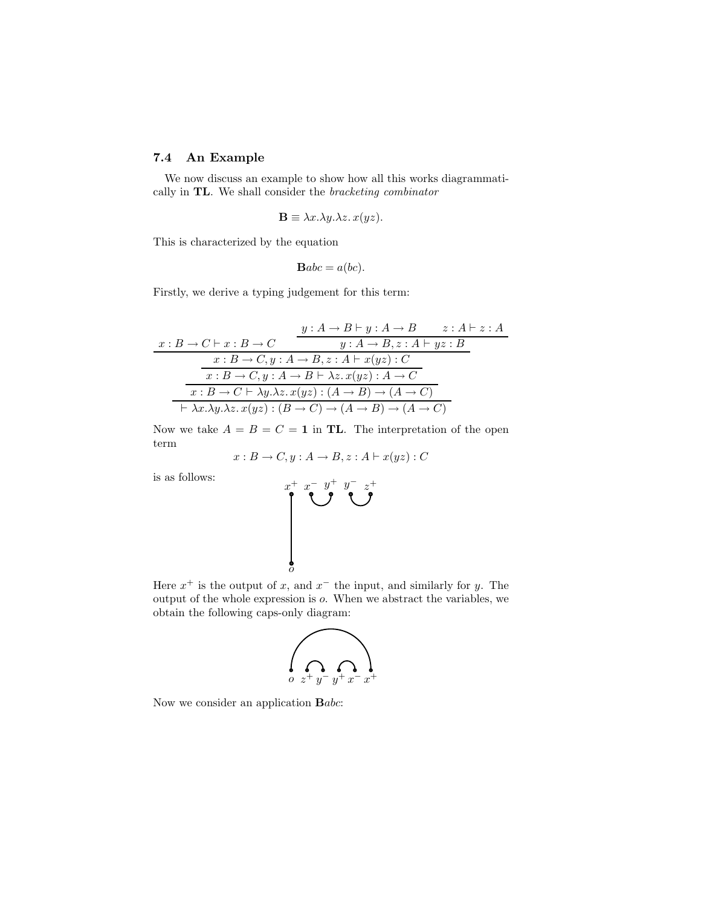### 7.4 An Example

We now discuss an example to show how all this works diagrammatically in **TL**. We shall consider the *bracketing combinator*

$$\mathbf{B} \equiv \lambda x.\lambda y.\lambda z.\, x(yz).$$

This is characterized by the equation

$$\mathbf{B}abc = a(bc).$$

Firstly, we derive a typing judgement for this term:

$$\dfrac{\dfrac{\dfrac{\dfrac{x : B \to C \vdash x : B \to C \qquad \dfrac{y : A \to B \vdash y : A \to B \qquad z : A \vdash z : A}{y : A \to B, z : A \vdash yz : B}}{x : B \to C, y : A \to B, z : A \vdash x(yz) : C}}{x : B \to C, y : A \to B \vdash \lambda z.\, x(yz) : A \to C}}{x : B \to C \vdash \lambda y.\lambda z.\, x(yz) : (A \to B) \to (A \to C)}}{\vdash \lambda x.\lambda y.\lambda z.\, x(yz) : (B \to C) \to (A \to B) \to (A \to C)}$$

Now we take $A = B = C = \mathbf{1}$ in **TL**. The interpretation of the open term

$$x : B \to C, y : A \to B, z : A \vdash x(yz) : C$$

is as follows:

Here $x^+$ is the output of $x$, and $x^-$ the input, and similarly for $y$. The output of the whole expression is $o$. When we abstract the variables, we obtain the following caps-only diagram:

Now we consider an application $\mathbf{B}abc$: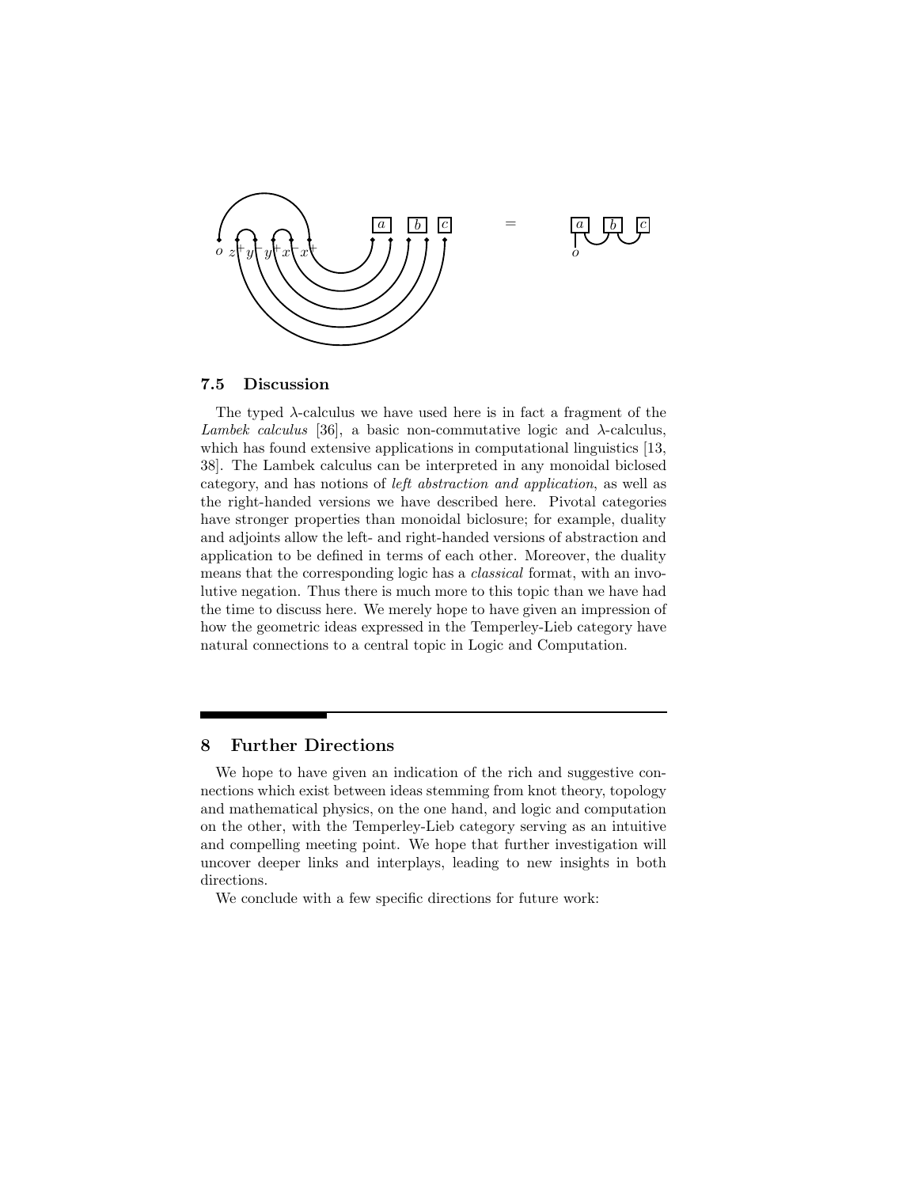## 7.5 Discussion

The typed λ-calculus we have used here is in fact a fragment of the *Lambek calculus* [36], a basic non-commutative logic and λ-calculus, which has found extensive applications in computational linguistics [13, 38]. The Lambek calculus can be interpreted in any monoidal biclosed category, and has notions of *left abstraction and application*, as well as the right-handed versions we have described here. Pivotal categories have stronger properties than monoidal biclosure; for example, duality and adjoints allow the left- and right-handed versions of abstraction and application to be defined in terms of each other. Moreover, the duality means that the corresponding logic has a *classical* format, with an involutive negation. Thus there is much more to this topic than we have had the time to discuss here. We merely hope to have given an impression of how the geometric ideas expressed in the Temperley-Lieb category have natural connections to a central topic in Logic and Computation.

# 8 Further Directions

We hope to have given an indication of the rich and suggestive connections which exist between ideas stemming from knot theory, topology and mathematical physics, on the one hand, and logic and computation on the other, with the Temperley-Lieb category serving as an intuitive and compelling meeting point. We hope that further investigation will uncover deeper links and interplays, leading to new insights in both directions.

We conclude with a few specific directions for future work: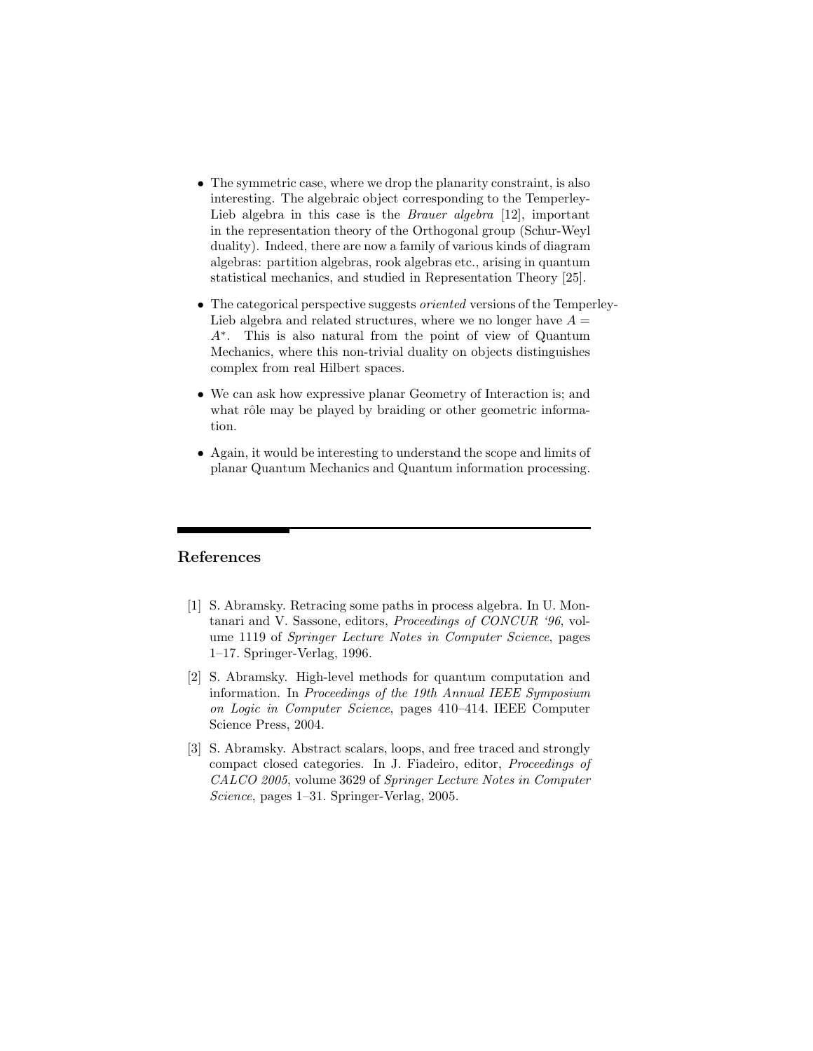- The symmetric case, where we drop the planarity constraint, is also interesting. The algebraic object corresponding to the Temperley-Lieb algebra in this case is the *Brauer algebra* [12], important in the representation theory of the Orthogonal group (Schur-Weyl duality). Indeed, there are now a family of various kinds of diagram algebras: partition algebras, rook algebras etc., arising in quantum statistical mechanics, and studied in Representation Theory [25].
- The categorical perspective suggests *oriented* versions of the Temperley-Lieb algebra and related structures, where we no longer have $A = A^*$. This is also natural from the point of view of Quantum Mechanics, where this non-trivial duality on objects distinguishes complex from real Hilbert spaces.
- We can ask how expressive planar Geometry of Interaction is; and what rôle may be played by braiding or other geometric information.
- Again, it would be interesting to understand the scope and limits of planar Quantum Mechanics and Quantum information processing.

## References

[1] S. Abramsky. Retracing some paths in process algebra. In U. Montanari and V. Sassone, editors, *Proceedings of CONCUR '96*, volume 1119 of *Springer Lecture Notes in Computer Science*, pages 1–17. Springer-Verlag, 1996.

[2] S. Abramsky. High-level methods for quantum computation and information. In *Proceedings of the 19th Annual IEEE Symposium on Logic in Computer Science*, pages 410–414. IEEE Computer Science Press, 2004.

[3] S. Abramsky. Abstract scalars, loops, and free traced and strongly compact closed categories. In J. Fiadeiro, editor, *Proceedings of CALCO 2005*, volume 3629 of *Springer Lecture Notes in Computer Science*, pages 1–31. Springer-Verlag, 2005.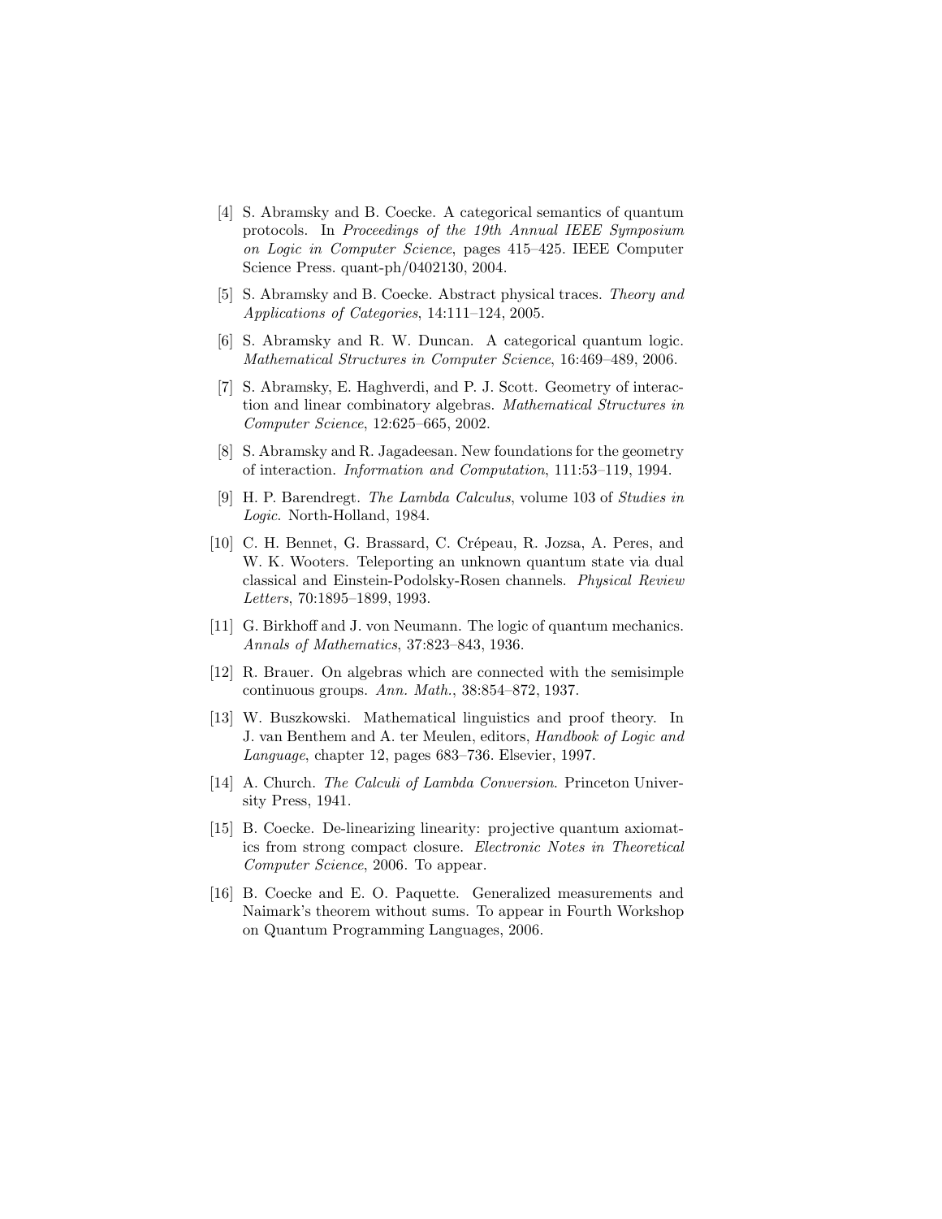[4] S. Abramsky and B. Coecke. A categorical semantics of quantum protocols. In *Proceedings of the 19th Annual IEEE Symposium on Logic in Computer Science*, pages 415–425. IEEE Computer Science Press. quant-ph/0402130, 2004.

[5] S. Abramsky and B. Coecke. Abstract physical traces. *Theory and Applications of Categories*, 14:111–124, 2005.

[6] S. Abramsky and R. W. Duncan. A categorical quantum logic. *Mathematical Structures in Computer Science*, 16:469–489, 2006.

[7] S. Abramsky, E. Haghverdi, and P. J. Scott. Geometry of interaction and linear combinatory algebras. *Mathematical Structures in Computer Science*, 12:625–665, 2002.

[8] S. Abramsky and R. Jagadeesan. New foundations for the geometry of interaction. *Information and Computation*, 111:53–119, 1994.

[9] H. P. Barendregt. *The Lambda Calculus*, volume 103 of *Studies in Logic*. North-Holland, 1984.

[10] C. H. Bennet, G. Brassard, C. Crépeau, R. Jozsa, A. Peres, and W. K. Wooters. Teleporting an unknown quantum state via dual classical and Einstein-Podolsky-Rosen channels. *Physical Review Letters*, 70:1895–1899, 1993.

[11] G. Birkhoff and J. von Neumann. The logic of quantum mechanics. *Annals of Mathematics*, 37:823–843, 1936.

[12] R. Brauer. On algebras which are connected with the semisimple continuous groups. *Ann. Math.*, 38:854–872, 1937.

[13] W. Buszkowski. Mathematical linguistics and proof theory. In J. van Benthem and A. ter Meulen, editors, *Handbook of Logic and Language*, chapter 12, pages 683–736. Elsevier, 1997.

[14] A. Church. *The Calculi of Lambda Conversion*. Princeton University Press, 1941.

[15] B. Coecke. De-linearizing linearity: projective quantum axiomatics from strong compact closure. *Electronic Notes in Theoretical Computer Science*, 2006. To appear.

[16] B. Coecke and E. O. Paquette. Generalized measurements and Naimark's theorem without sums. To appear in Fourth Workshop on Quantum Programming Languages, 2006.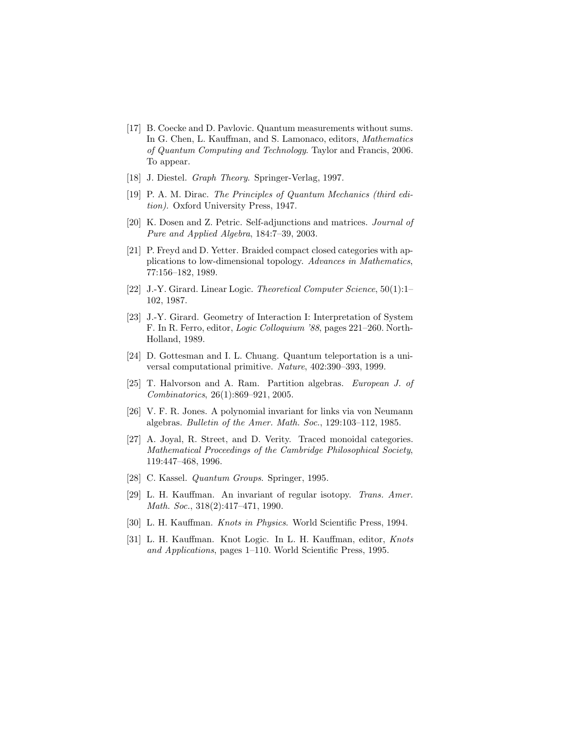[17] B. Coecke and D. Pavlovic. Quantum measurements without sums. In G. Chen, L. Kauffman, and S. Lamonaco, editors, *Mathematics of Quantum Computing and Technology*. Taylor and Francis, 2006. To appear.

[18] J. Diestel. *Graph Theory*. Springer-Verlag, 1997.

[19] P. A. M. Dirac. *The Principles of Quantum Mechanics (third edition)*. Oxford University Press, 1947.

[20] K. Dosen and Z. Petric. Self-adjunctions and matrices. *Journal of Pure and Applied Algebra*, 184:7–39, 2003.

[21] P. Freyd and D. Yetter. Braided compact closed categories with applications to low-dimensional topology. *Advances in Mathematics*, 77:156–182, 1989.

[22] J.-Y. Girard. Linear Logic. *Theoretical Computer Science*, 50(1):1–102, 1987.

[23] J.-Y. Girard. Geometry of Interaction I: Interpretation of System F. In R. Ferro, editor, *Logic Colloquium '88*, pages 221–260. North-Holland, 1989.

[24] D. Gottesman and I. L. Chuang. Quantum teleportation is a universal computational primitive. *Nature*, 402:390–393, 1999.

[25] T. Halvorson and A. Ram. Partition algebras. *European J. of Combinatorics*, 26(1):869–921, 2005.

[26] V. F. R. Jones. A polynomial invariant for links via von Neumann algebras. *Bulletin of the Amer. Math. Soc.*, 129:103–112, 1985.

[27] A. Joyal, R. Street, and D. Verity. Traced monoidal categories. *Mathematical Proceedings of the Cambridge Philosophical Society*, 119:447–468, 1996.

[28] C. Kassel. *Quantum Groups*. Springer, 1995.

[29] L. H. Kauffman. An invariant of regular isotopy. *Trans. Amer. Math. Soc.*, 318(2):417–471, 1990.

[30] L. H. Kauffman. *Knots in Physics*. World Scientific Press, 1994.

[31] L. H. Kauffman. Knot Logic. In L. H. Kauffman, editor, *Knots and Applications*, pages 1–110. World Scientific Press, 1995.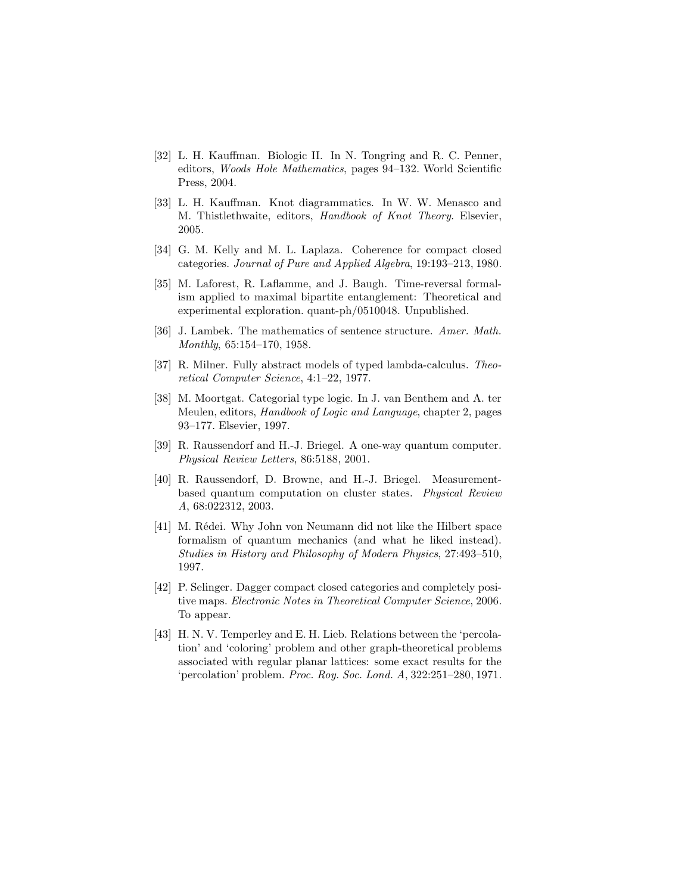[32] L. H. Kauffman. Biologic II. In N. Tongring and R. C. Penner, editors, *Woods Hole Mathematics*, pages 94–132. World Scientific Press, 2004.

[33] L. H. Kauffman. Knot diagrammatics. In W. W. Menasco and M. Thistlethwaite, editors, *Handbook of Knot Theory*. Elsevier, 2005.

[34] G. M. Kelly and M. L. Laplaza. Coherence for compact closed categories. *Journal of Pure and Applied Algebra*, 19:193–213, 1980.

[35] M. Laforest, R. Laflamme, and J. Baugh. Time-reversal formalism applied to maximal bipartite entanglement: Theoretical and experimental exploration. quant-ph/0510048. Unpublished.

[36] J. Lambek. The mathematics of sentence structure. *Amer. Math. Monthly*, 65:154–170, 1958.

[37] R. Milner. Fully abstract models of typed lambda-calculus. *Theoretical Computer Science*, 4:1–22, 1977.

[38] M. Moortgat. Categorial type logic. In J. van Benthem and A. ter Meulen, editors, *Handbook of Logic and Language*, chapter 2, pages 93–177. Elsevier, 1997.

[39] R. Raussendorf and H.-J. Briegel. A one-way quantum computer. *Physical Review Letters*, 86:5188, 2001.

[40] R. Raussendorf, D. Browne, and H.-J. Briegel. Measurement-based quantum computation on cluster states. *Physical Review A*, 68:022312, 2003.

[41] M. Rédei. Why John von Neumann did not like the Hilbert space formalism of quantum mechanics (and what he liked instead). *Studies in History and Philosophy of Modern Physics*, 27:493–510, 1997.

[42] P. Selinger. Dagger compact closed categories and completely positive maps. *Electronic Notes in Theoretical Computer Science*, 2006. To appear.

[43] H. N. V. Temperley and E. H. Lieb. Relations between the 'percolation' and 'coloring' problem and other graph-theoretical problems associated with regular planar lattices: some exact results for the 'percolation' problem. *Proc. Roy. Soc. Lond. A*, 322:251–280, 1971.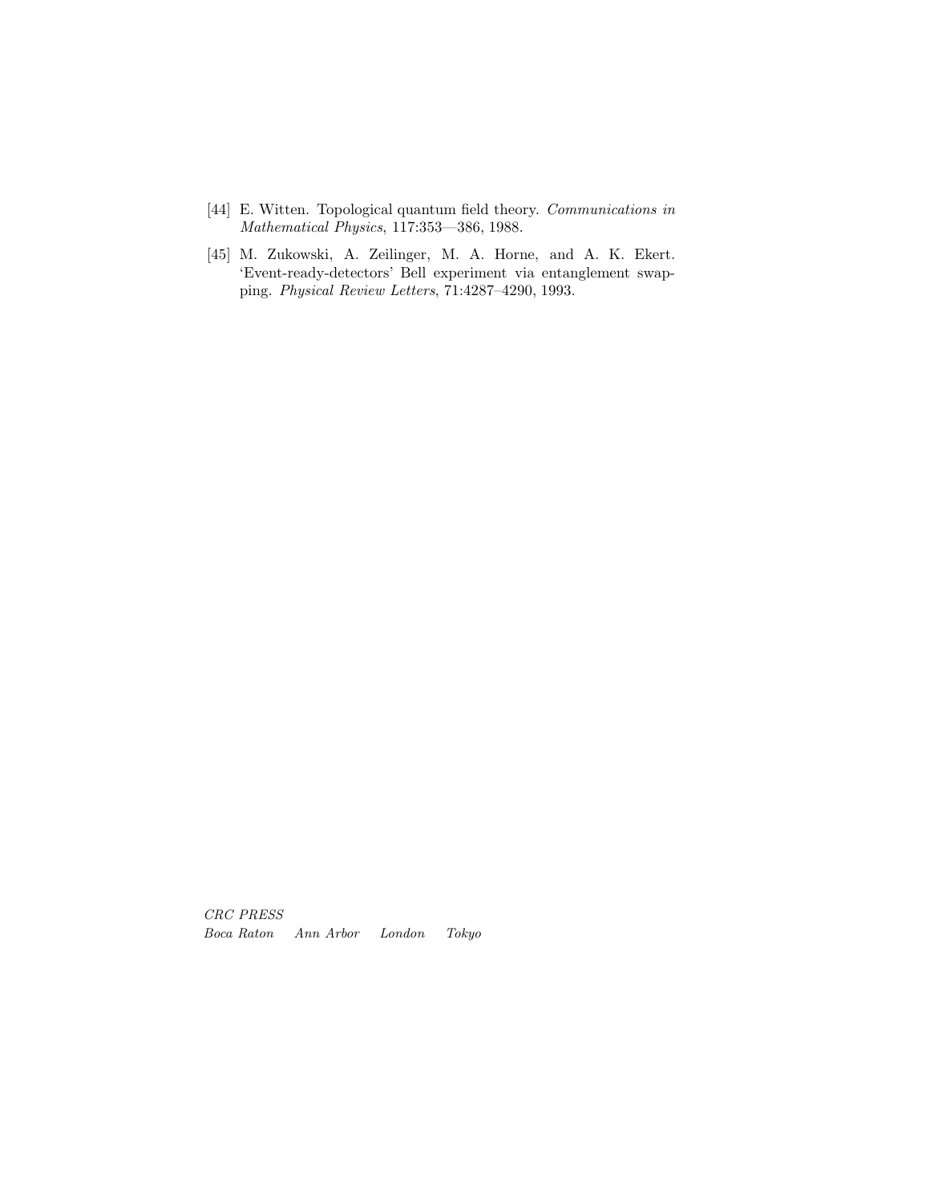[44] E. Witten. Topological quantum field theory. *Communications in Mathematical Physics*, 117:353—386, 1988.

[45] M. Zukowski, A. Zeilinger, M. A. Horne, and A. K. Ekert. 'Event-ready-detectors' Bell experiment via entanglement swapping. *Physical Review Letters*, 71:4287–4290, 1993.

*CRC PRESS*
*Boca Raton Ann Arbor London Tokyo*